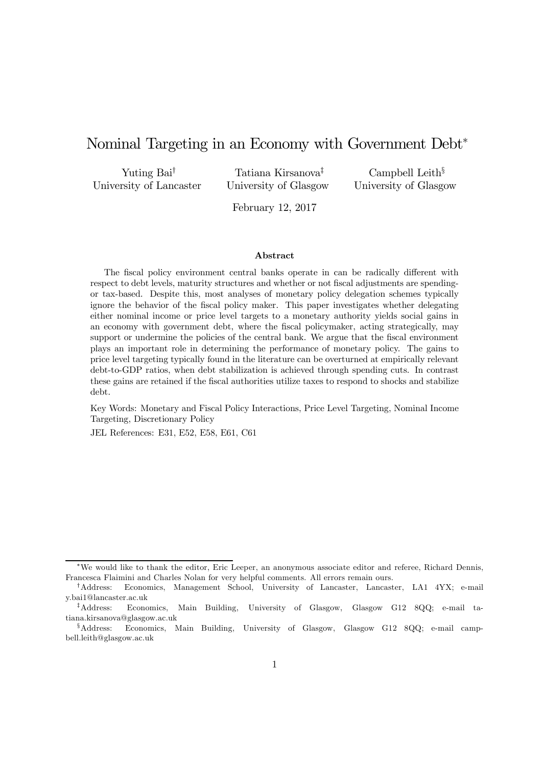# Nominal Targeting in an Economy with Government Debt*

Yuting Bai[†] University of Lancaster

Tatiana Kirsanova[‡] University of Glasgow

Campbell Leith[§] University of Glasgow

February 12, 2017

### Abstract

The fiscal policy environment central banks operate in can be radically different with respect to debt levels, maturity structures and whether or not fiscal adjustments are spending- or tax-based. Despite this, most analyses of monetary policy delegation schemes typically ignore the behavior of the fiscal policy maker. This paper investigates whether delegating either nominal income or price level targets to a monetary authority yields social gains in an economy with government debt, where the fiscal policymaker, acting strategically, may support or undermine the policies of the central bank. We argue that the fiscal environment plays an important role in determining the performance of monetary policy. The gains to price level targeting typically found in the literature can be overturned at empirically relevant debt-to-GDP ratios, when debt stabilization is achieved through spending cuts. In contrast these gains are retained if the fiscal authorities utilize taxes to respond to shocks and stabilize debt.

Key Words: Monetary and Fiscal Policy Interactions, Price Level Targeting, Nominal Income Targeting, Discretionary Policy

JEL References: E31, E52, E58, E61, C61

---

*We would like to thank the editor, Eric Leeper, an anonymous associate editor and referee, Richard Dennis, Francesca Flaimini and Charles Nolan for very helpful comments. All errors remain ours.

[†]Address: Economics, Management School, University of Lancaster, Lancaster, LA1 4YX; e-mail y.bai1@lancaster.ac.uk

[‡]Address: Economics, Main Building, University of Glasgow, Glasgow G12 8QQ; e-mail tatiana.kirsanova@glasgow.ac.uk

[§]Address: Economics, Main Building, University of Glasgow, Glasgow G12 8QQ; e-mail campbell.leith@glasgow.ac.uk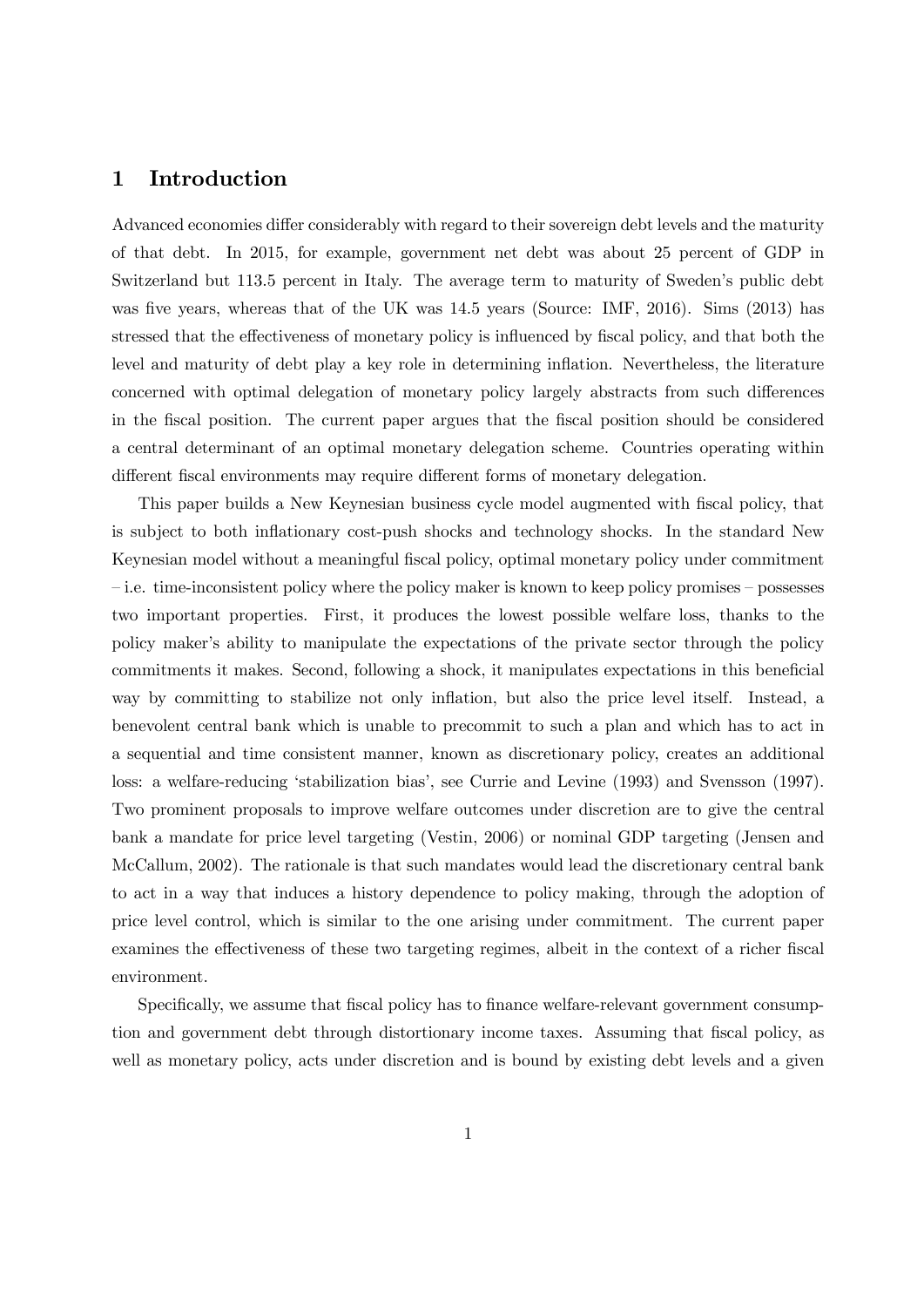# 1 Introduction

Advanced economies differ considerably with regard to their sovereign debt levels and the maturity of that debt. In 2015, for example, government net debt was about 25 percent of GDP in Switzerland but 113.5 percent in Italy. The average term to maturity of Sweden's public debt was five years, whereas that of the UK was 14.5 years (Source: IMF, 2016). Sims (2013) has stressed that the effectiveness of monetary policy is influenced by fiscal policy, and that both the level and maturity of debt play a key role in determining inflation. Nevertheless, the literature concerned with optimal delegation of monetary policy largely abstracts from such differences in the fiscal position. The current paper argues that the fiscal position should be considered a central determinant of an optimal monetary delegation scheme. Countries operating within different fiscal environments may require different forms of monetary delegation.

This paper builds a New Keynesian business cycle model augmented with fiscal policy, that is subject to both inflationary cost-push shocks and technology shocks. In the standard New Keynesian model without a meaningful fiscal policy, optimal monetary policy under commitment – i.e. time-inconsistent policy where the policy maker is known to keep policy promises – possesses two important properties. First, it produces the lowest possible welfare loss, thanks to the policy maker's ability to manipulate the expectations of the private sector through the policy commitments it makes. Second, following a shock, it manipulates expectations in this beneficial way by committing to stabilize not only inflation, but also the price level itself. Instead, a benevolent central bank which is unable to precommit to such a plan and which has to act in a sequential and time consistent manner, known as discretionary policy, creates an additional loss: a welfare-reducing 'stabilization bias', see Currie and Levine (1993) and Svensson (1997). Two prominent proposals to improve welfare outcomes under discretion are to give the central bank a mandate for price level targeting (Vestin, 2006) or nominal GDP targeting (Jensen and McCallum, 2002). The rationale is that such mandates would lead the discretionary central bank to act in a way that induces a history dependence to policy making, through the adoption of price level control, which is similar to the one arising under commitment. The current paper examines the effectiveness of these two targeting regimes, albeit in the context of a richer fiscal environment.

Specifically, we assume that fiscal policy has to finance welfare-relevant government consumption and government debt through distortionary income taxes. Assuming that fiscal policy, as well as monetary policy, acts under discretion and is bound by existing debt levels and a given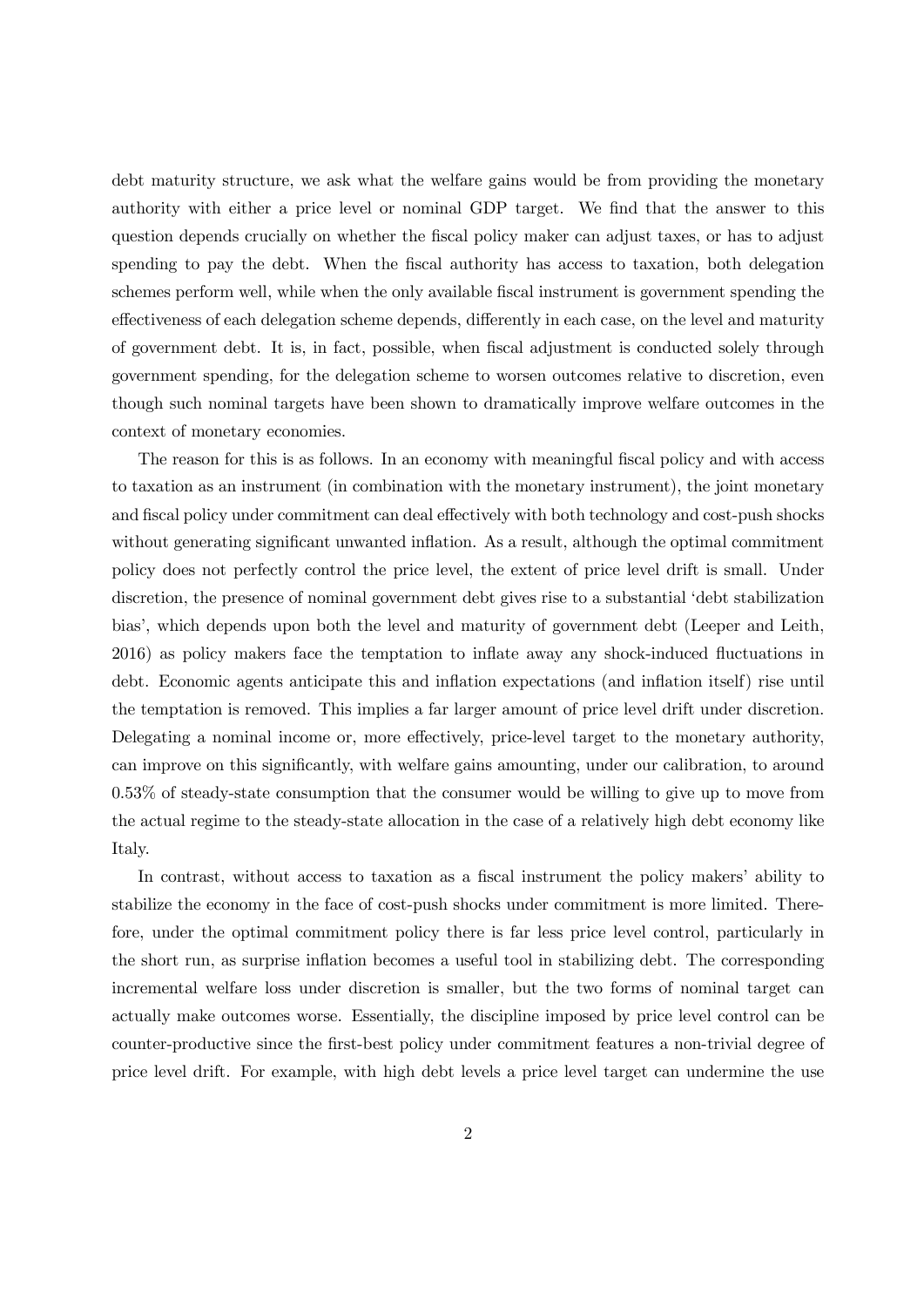debt maturity structure, we ask what the welfare gains would be from providing the monetary authority with either a price level or nominal GDP target. We find that the answer to this question depends crucially on whether the fiscal policy maker can adjust taxes, or has to adjust spending to pay the debt. When the fiscal authority has access to taxation, both delegation schemes perform well, while when the only available fiscal instrument is government spending the effectiveness of each delegation scheme depends, differently in each case, on the level and maturity of government debt. It is, in fact, possible, when fiscal adjustment is conducted solely through government spending, for the delegation scheme to worsen outcomes relative to discretion, even though such nominal targets have been shown to dramatically improve welfare outcomes in the context of monetary economies.

The reason for this is as follows. In an economy with meaningful fiscal policy and with access to taxation as an instrument (in combination with the monetary instrument), the joint monetary and fiscal policy under commitment can deal effectively with both technology and cost-push shocks without generating significant unwanted inflation. As a result, although the optimal commitment policy does not perfectly control the price level, the extent of price level drift is small. Under discretion, the presence of nominal government debt gives rise to a substantial 'debt stabilization bias', which depends upon both the level and maturity of government debt (Leeper and Leith, 2016) as policy makers face the temptation to inflate away any shock-induced fluctuations in debt. Economic agents anticipate this and inflation expectations (and inflation itself) rise until the temptation is removed. This implies a far larger amount of price level drift under discretion. Delegating a nominal income or, more effectively, price-level target to the monetary authority, can improve on this significantly, with welfare gains amounting, under our calibration, to around 0.53% of steady-state consumption that the consumer would be willing to give up to move from the actual regime to the steady-state allocation in the case of a relatively high debt economy like Italy.

In contrast, without access to taxation as a fiscal instrument the policy makers' ability to stabilize the economy in the face of cost-push shocks under commitment is more limited. Therefore, under the optimal commitment policy there is far less price level control, particularly in the short run, as surprise inflation becomes a useful tool in stabilizing debt. The corresponding incremental welfare loss under discretion is smaller, but the two forms of nominal target can actually make outcomes worse. Essentially, the discipline imposed by price level control can be counter-productive since the first-best policy under commitment features a non-trivial degree of price level drift. For example, with high debt levels a price level target can undermine the use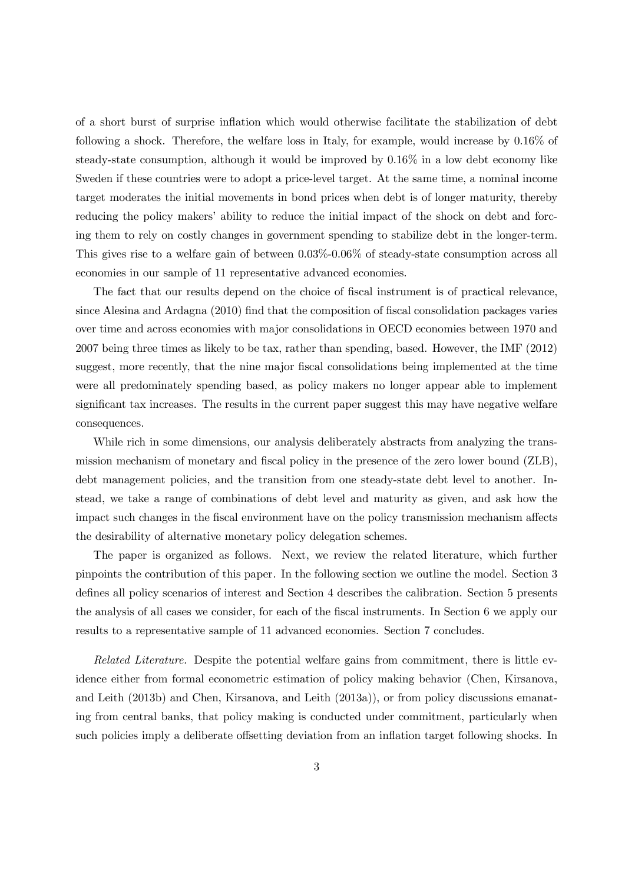of a short burst of surprise inflation which would otherwise facilitate the stabilization of debt following a shock. Therefore, the welfare loss in Italy, for example, would increase by 0.16% of steady-state consumption, although it would be improved by 0.16% in a low debt economy like Sweden if these countries were to adopt a price-level target. At the same time, a nominal income target moderates the initial movements in bond prices when debt is of longer maturity, thereby reducing the policy makers' ability to reduce the initial impact of the shock on debt and forcing them to rely on costly changes in government spending to stabilize debt in the longer-term. This gives rise to a welfare gain of between 0.03%-0.06% of steady-state consumption across all economies in our sample of 11 representative advanced economies.

The fact that our results depend on the choice of fiscal instrument is of practical relevance, since Alesina and Ardagna (2010) find that the composition of fiscal consolidation packages varies over time and across economies with major consolidations in OECD economies between 1970 and 2007 being three times as likely to be tax, rather than spending, based. However, the IMF (2012) suggest, more recently, that the nine major fiscal consolidations being implemented at the time were all predominately spending based, as policy makers no longer appear able to implement significant tax increases. The results in the current paper suggest this may have negative welfare consequences.

While rich in some dimensions, our analysis deliberately abstracts from analyzing the transmission mechanism of monetary and fiscal policy in the presence of the zero lower bound (ZLB), debt management policies, and the transition from one steady-state debt level to another. Instead, we take a range of combinations of debt level and maturity as given, and ask how the impact such changes in the fiscal environment have on the policy transmission mechanism affects the desirability of alternative monetary policy delegation schemes.

The paper is organized as follows. Next, we review the related literature, which further pinpoints the contribution of this paper. In the following section we outline the model. Section 3 defines all policy scenarios of interest and Section 4 describes the calibration. Section 5 presents the analysis of all cases we consider, for each of the fiscal instruments. In Section 6 we apply our results to a representative sample of 11 advanced economies. Section 7 concludes.

*Related Literature.* Despite the potential welfare gains from commitment, there is little evidence either from formal econometric estimation of policy making behavior (Chen, Kirsanova, and Leith (2013b) and Chen, Kirsanova, and Leith (2013a)), or from policy discussions emanating from central banks, that policy making is conducted under commitment, particularly when such policies imply a deliberate offsetting deviation from an inflation target following shocks. In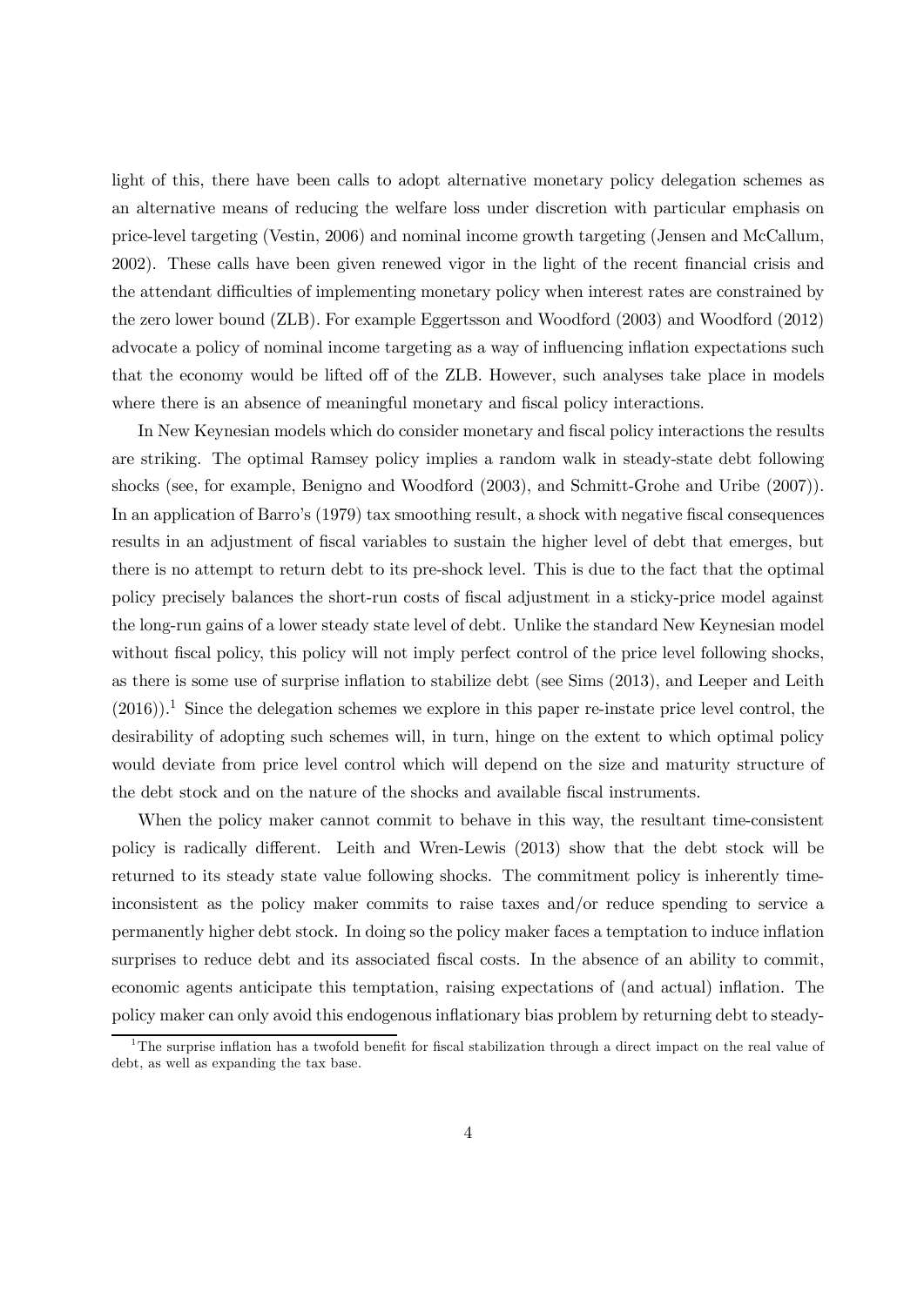light of this, there have been calls to adopt alternative monetary policy delegation schemes as an alternative means of reducing the welfare loss under discretion with particular emphasis on price-level targeting (Vestin, 2006) and nominal income growth targeting (Jensen and McCallum, 2002). These calls have been given renewed vigor in the light of the recent financial crisis and the attendant difficulties of implementing monetary policy when interest rates are constrained by the zero lower bound (ZLB). For example Eggertsson and Woodford (2003) and Woodford (2012) advocate a policy of nominal income targeting as a way of influencing inflation expectations such that the economy would be lifted off of the ZLB. However, such analyses take place in models where there is an absence of meaningful monetary and fiscal policy interactions.

In New Keynesian models which do consider monetary and fiscal policy interactions the results are striking. The optimal Ramsey policy implies a random walk in steady-state debt following shocks (see, for example, Benigno and Woodford (2003), and Schmitt-Grohe and Uribe (2007)). In an application of Barro's (1979) tax smoothing result, a shock with negative fiscal consequences results in an adjustment of fiscal variables to sustain the higher level of debt that emerges, but there is no attempt to return debt to its pre-shock level. This is due to the fact that the optimal policy precisely balances the short-run costs of fiscal adjustment in a sticky-price model against the long-run gains of a lower steady state level of debt. Unlike the standard New Keynesian model without fiscal policy, this policy will not imply perfect control of the price level following shocks, as there is some use of surprise inflation to stabilize debt (see Sims (2013), and Leeper and Leith (2016)).[1] Since the delegation schemes we explore in this paper re-instate price level control, the desirability of adopting such schemes will, in turn, hinge on the extent to which optimal policy would deviate from price level control which will depend on the size and maturity structure of the debt stock and on the nature of the shocks and available fiscal instruments.

When the policy maker cannot commit to behave in this way, the resultant time-consistent policy is radically different. Leith and Wren-Lewis (2013) show that the debt stock will be returned to its steady state value following shocks. The commitment policy is inherently time-inconsistent as the policy maker commits to raise taxes and/or reduce spending to service a permanently higher debt stock. In doing so the policy maker faces a temptation to induce inflation surprises to reduce debt and its associated fiscal costs. In the absence of an ability to commit, economic agents anticipate this temptation, raising expectations of (and actual) inflation. The policy maker can only avoid this endogenous inflationary bias problem by returning debt to steady-

[1] The surprise inflation has a twofold benefit for fiscal stabilization through a direct impact on the real value of debt, as well as expanding the tax base.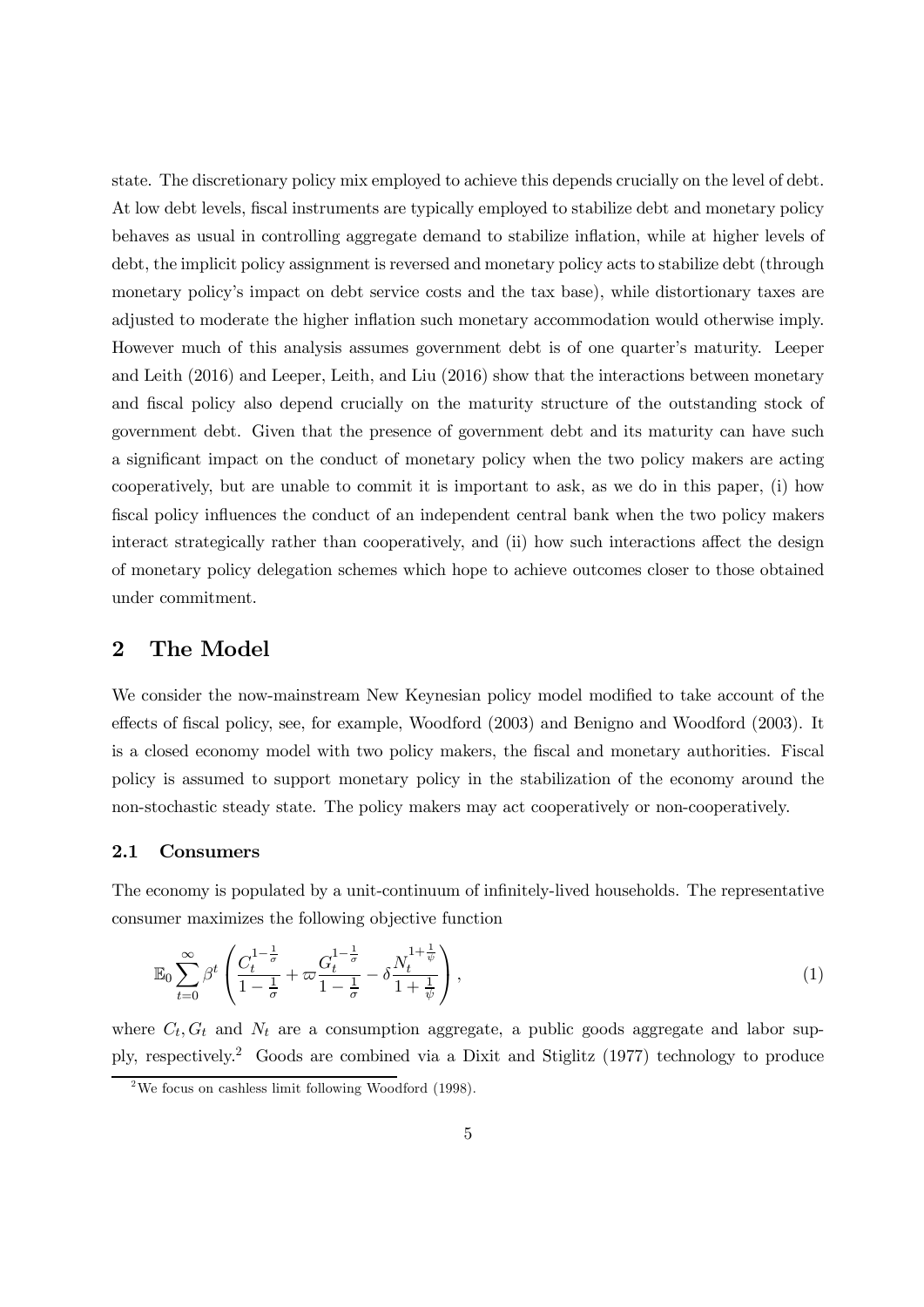state. The discretionary policy mix employed to achieve this depends crucially on the level of debt. At low debt levels, fiscal instruments are typically employed to stabilize debt and monetary policy behaves as usual in controlling aggregate demand to stabilize inflation, while at higher levels of debt, the implicit policy assignment is reversed and monetary policy acts to stabilize debt (through monetary policy's impact on debt service costs and the tax base), while distortionary taxes are adjusted to moderate the higher inflation such monetary accommodation would otherwise imply. However much of this analysis assumes government debt is of one quarter's maturity. Leeper and Leith (2016) and Leeper, Leith, and Liu (2016) show that the interactions between monetary and fiscal policy also depend crucially on the maturity structure of the outstanding stock of government debt. Given that the presence of government debt and its maturity can have such a significant impact on the conduct of monetary policy when the two policy makers are acting cooperatively, but are unable to commit it is important to ask, as we do in this paper, (i) how fiscal policy influences the conduct of an independent central bank when the two policy makers interact strategically rather than cooperatively, and (ii) how such interactions affect the design of monetary policy delegation schemes which hope to achieve outcomes closer to those obtained under commitment.

## 2 The Model

We consider the now-mainstream New Keynesian policy model modified to take account of the effects of fiscal policy, see, for example, Woodford (2003) and Benigno and Woodford (2003). It is a closed economy model with two policy makers, the fiscal and monetary authorities. Fiscal policy is assumed to support monetary policy in the stabilization of the economy around the non-stochastic steady state. The policy makers may act cooperatively or non-cooperatively.

### 2.1 Consumers

The economy is populated by a unit-continuum of infinitely-lived households. The representative consumer maximizes the following objective function

$$\mathbb{E}_0 \sum_{t=0}^{\infty} \beta^t \left( \frac{C_t^{1-\frac{1}{\sigma}}}{1-\frac{1}{\sigma}} + \varpi \frac{G_t^{1-\frac{1}{\sigma}}}{1-\frac{1}{\sigma}} - \delta \frac{N_t^{1+\frac{1}{\psi}}}{1+\frac{1}{\psi}} \right), \tag{1}$$

where $C_t, G_t$ and $N_t$ are a consumption aggregate, a public goods aggregate and labor supply, respectively.[2] Goods are combined via a Dixit and Stiglitz (1977) technology to produce

[2] We focus on cashless limit following Woodford (1998).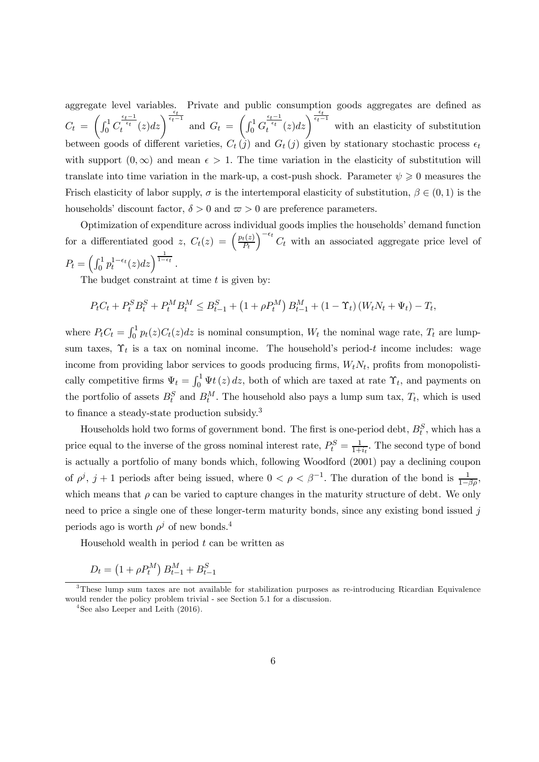aggregate level variables. Private and public consumption goods aggregates are defined as $C_t = \left(\int_0^1 C_t^{\frac{\epsilon_t - 1}{\epsilon_t}}(z)dz\right)^{\frac{\epsilon_t}{\epsilon_t - 1}}$ and $G_t = \left(\int_0^1 G_t^{\frac{\epsilon_t - 1}{\epsilon_t}}(z)dz\right)^{\frac{\epsilon_t}{\epsilon_t - 1}}$ with an elasticity of substitution between goods of different varieties, $C_t(j)$ and $G_t(j)$ given by stationary stochastic process $\epsilon_t$ with support $(0, \infty)$ and mean $\epsilon > 1$. The time variation in the elasticity of substitution will translate into time variation in the mark-up, a cost-push shock. Parameter $\psi \geqslant 0$ measures the Frisch elasticity of labor supply, $\sigma$ is the intertemporal elasticity of substitution, $\beta \in (0, 1)$ is the households' discount factor, $\delta > 0$ and $\varpi > 0$ are preference parameters.

Optimization of expenditure across individual goods implies the households' demand function for a differentiated good $z$, $C_t(z) = \left(\frac{p_t(z)}{P_t}\right)^{-\epsilon_t} C_t$ with an associated aggregate price level of $P_t = \left(\int_0^1 p_t^{1-\epsilon_t}(z)dz\right)^{\frac{1}{1-\epsilon_t}}$.

The budget constraint at time $t$ is given by:

$$P_t C_t + P_t^S B_t^S + P_t^M B_t^M \leq B_{t-1}^S + \left(1 + \rho P_t^M\right) B_{t-1}^M + (1 - \Upsilon_t)(W_t N_t + \Psi_t) - T_t,$$

where $P_t C_t = \int_0^1 p_t(z) C_t(z) dz$ is nominal consumption, $W_t$ the nominal wage rate, $T_t$ are lump-sum taxes, $\Upsilon_t$ is a tax on nominal income. The household's period-$t$ income includes: wage income from providing labor services to goods producing firms, $W_t N_t$, profits from monopolistically competitive firms $\Psi_t = \int_0^1 \Psi t(z) dz$, both of which are taxed at rate $\Upsilon_t$, and payments on the portfolio of assets $B_t^S$ and $B_t^M$. The household also pays a lump sum tax, $T_t$, which is used to finance a steady-state production subsidy.[3]

Households hold two forms of government bond. The first is one-period debt, $B_t^S$, which has a price equal to the inverse of the gross nominal interest rate, $P_t^S = \frac{1}{1+i_t}$. The second type of bond is actually a portfolio of many bonds which, following Woodford (2001) pay a declining coupon of $\rho^j$, $j+1$ periods after being issued, where $0 < \rho < \beta^{-1}$. The duration of the bond is $\frac{1}{1-\beta\rho}$, which means that $\rho$ can be varied to capture changes in the maturity structure of debt. We only need to price a single one of these longer-term maturity bonds, since any existing bond issued $j$ periods ago is worth $\rho^j$ of new bonds.[4]

Household wealth in period $t$ can be written as

$$D_t = \left(1 + \rho P_t^M\right) B_{t-1}^M + B_{t-1}^S$$

[3] These lump sum taxes are not available for stabilization purposes as re-introducing Ricardian Equivalence would render the policy problem trivial - see Section 5.1 for a discussion.

[4] See also Leeper and Leith (2016).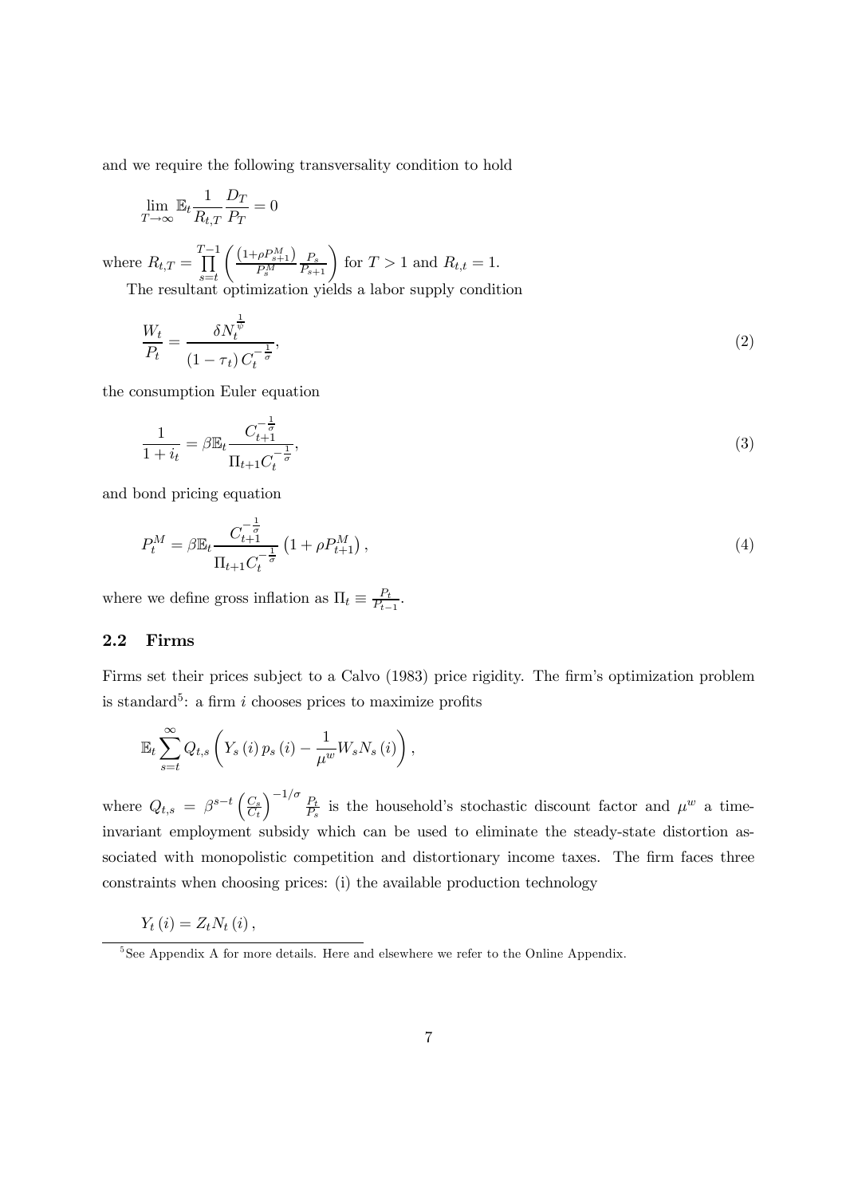and we require the following transversality condition to hold

$$\lim_{T\to\infty} \mathbb{E}_t \frac{1}{R_{t,T}} \frac{D_T}{P_T} = 0$$

where $R_{t,T} = \prod_{s=t}^{T-1} \left( \frac{\left(1+\rho P_{s+1}^M\right)}{P_s^M} \frac{P_s}{P_{s+1}} \right)$ for $T > 1$ and $R_{t,t} = 1$.

The resultant optimization yields a labor supply condition

$$\frac{W_t}{P_t} = \frac{\delta N_t^{\frac{1}{\psi}}}{\left(1-\tau_t\right) C_t^{-\frac{1}{\sigma}}}, \tag{2}$$

the consumption Euler equation

$$\frac{1}{1+i_t} = \beta \mathbb{E}_t \frac{C_{t+1}^{-\frac{1}{\sigma}}}{\Pi_{t+1} C_t^{-\frac{1}{\sigma}}}, \tag{3}$$

and bond pricing equation

$$P_t^M = \beta \mathbb{E}_t \frac{C_{t+1}^{-\frac{1}{\sigma}}}{\Pi_{t+1} C_t^{-\frac{1}{\sigma}}} \left(1 + \rho P_{t+1}^M\right), \tag{4}$$

where we define gross inflation as $\Pi_t \equiv \frac{P_t}{P_{t-1}}$.

### 2.2 Firms

Firms set their prices subject to a Calvo (1983) price rigidity. The firm's optimization problem is standard[5]: a firm $i$ chooses prices to maximize profits

$$\mathbb{E}_t \sum_{s=t}^{\infty} Q_{t,s} \left( Y_s\left(i\right) p_s\left(i\right) - \frac{1}{\mu^w} W_s N_s\left(i\right) \right),$$

where $Q_{t,s} = \beta^{s-t} \left(\frac{C_s}{C_t}\right)^{-1/\sigma} \frac{P_t}{P_s}$ is the household's stochastic discount factor and $\mu^w$ a time-invariant employment subsidy which can be used to eliminate the steady-state distortion associated with monopolistic competition and distortionary income taxes. The firm faces three constraints when choosing prices: (i) the available production technology

$$Y_t\left(i\right) = Z_t N_t\left(i\right),$$

[5] See Appendix A for more details. Here and elsewhere we refer to the Online Appendix.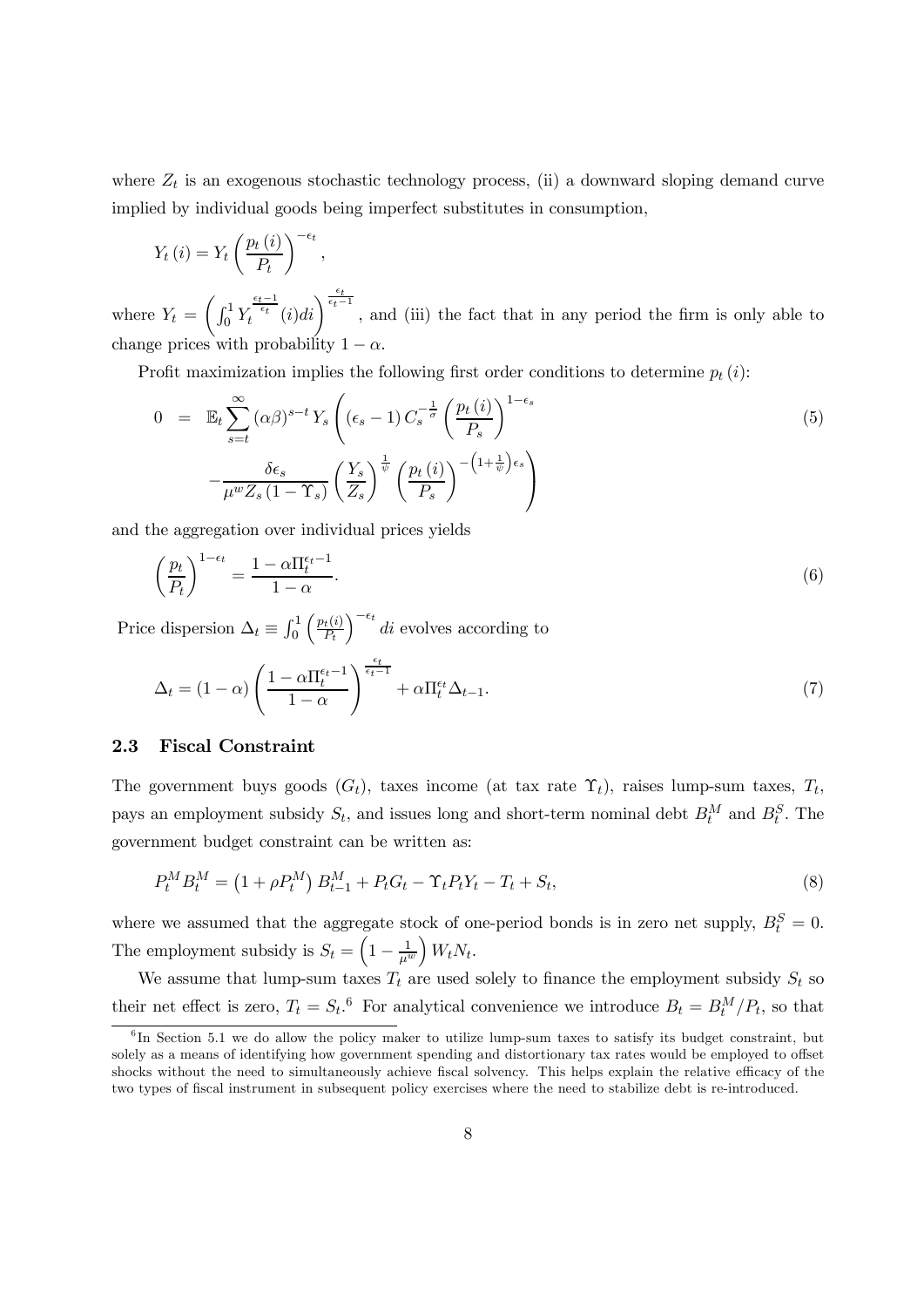where $Z_t$ is an exogenous stochastic technology process, (ii) a downward sloping demand curve implied by individual goods being imperfect substitutes in consumption,

$$Y_t(i) = Y_t \left( \frac{p_t(i)}{P_t} \right)^{-\epsilon_t},$$

where $Y_t = \left( \int_0^1 Y_t^{\frac{\epsilon_t - 1}{\epsilon_t}}(i) di \right)^{\frac{\epsilon_t}{\epsilon_t - 1}}$, and (iii) the fact that in any period the firm is only able to change prices with probability $1 - \alpha$.

Profit maximization implies the following first order conditions to determine $p_t(i)$:

$$\begin{aligned} 0 &= \mathbb{E}_t \sum_{s=t}^{\infty} (\alpha\beta)^{s-t} Y_s \left( (\epsilon_s - 1) C_s^{-\frac{1}{\sigma}} \left( \frac{p_t(i)}{P_s} \right)^{1-\epsilon_s} \right. \\ &\quad \left. - \frac{\delta \epsilon_s}{\mu^w Z_s (1 - \Upsilon_s)} \left( \frac{Y_s}{Z_s} \right)^{\frac{1}{\psi}} \left( \frac{p_t(i)}{P_s} \right)^{-\left(1 + \frac{1}{\psi}\right)\epsilon_s} \right) \end{aligned} \tag{5}$$

and the aggregation over individual prices yields

$$\left( \frac{p_t}{P_t} \right)^{1-\epsilon_t} = \frac{1 - \alpha \Pi_t^{\epsilon_t - 1}}{1 - \alpha}. \tag{6}$$

Price dispersion $\Delta_t \equiv \int_0^1 \left( \frac{p_t(i)}{P_t} \right)^{-\epsilon_t} di$ evolves according to

$$\Delta_t = (1 - \alpha) \left( \frac{1 - \alpha \Pi_t^{\epsilon_t - 1}}{1 - \alpha} \right)^{\frac{\epsilon_t}{\epsilon_t - 1}} + \alpha \Pi_t^{\epsilon_t} \Delta_{t-1}. \tag{7}$$

### 2.3 Fiscal Constraint

The government buys goods ($G_t$), taxes income (at tax rate $\Upsilon_t$), raises lump-sum taxes, $T_t$, pays an employment subsidy $S_t$, and issues long and short-term nominal debt $B_t^M$ and $B_t^S$. The government budget constraint can be written as:

$$P_t^M B_t^M = \left(1 + \rho P_t^M\right) B_{t-1}^M + P_t G_t - \Upsilon_t P_t Y_t - T_t + S_t, \tag{8}$$

where we assumed that the aggregate stock of one-period bonds is in zero net supply, $B_t^S = 0$. The employment subsidy is $S_t = \left(1 - \frac{1}{\mu^w}\right) W_t N_t$.

We assume that lump-sum taxes $T_t$ are used solely to finance the employment subsidy $S_t$ so their net effect is zero, $T_t = S_t$.[6] For analytical convenience we introduce $B_t = B_t^M / P_t$, so that

[6] In Section 5.1 we do allow the policy maker to utilize lump-sum taxes to satisfy its budget constraint, but solely as a means of identifying how government spending and distortionary tax rates would be employed to offset shocks without the need to simultaneously achieve fiscal solvency. This helps explain the relative efficacy of the two types of fiscal instrument in subsequent policy exercises where the need to stabilize debt is re-introduced.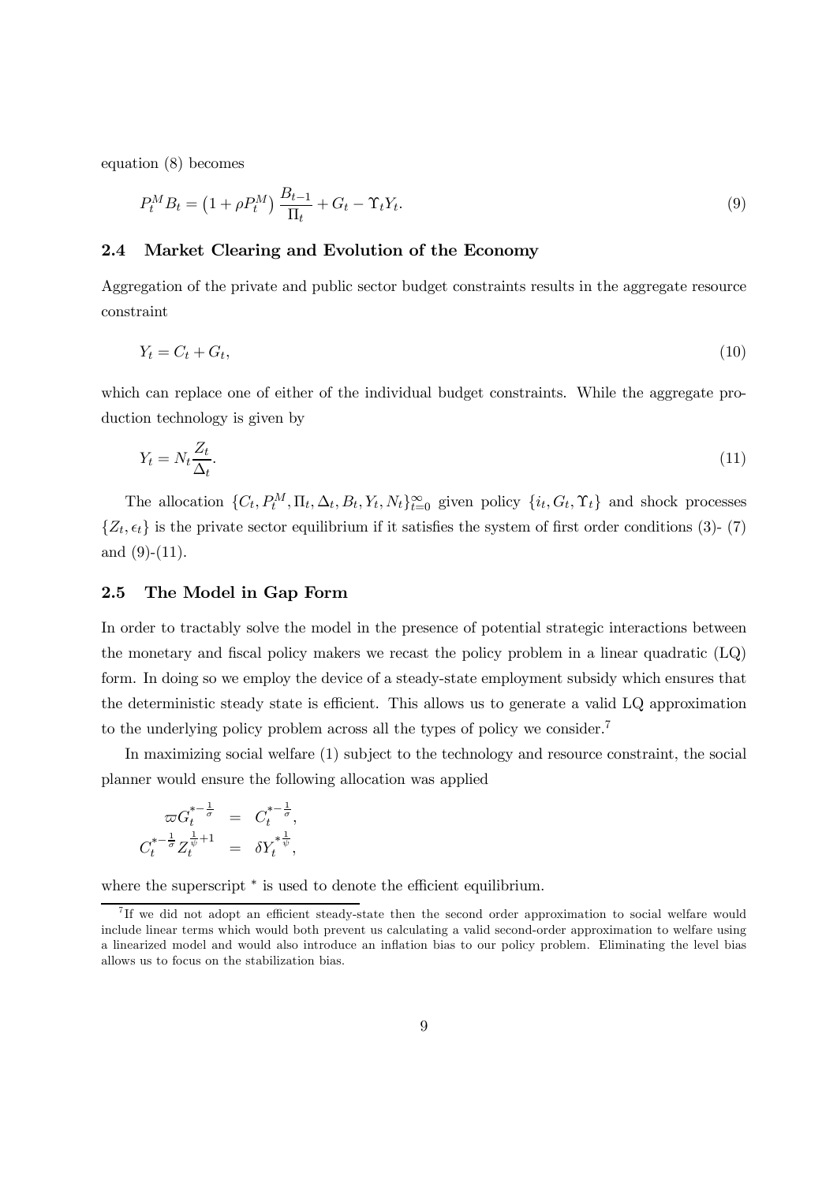equation (8) becomes

$$P_t^M B_t = \left(1 + \rho P_t^M\right) \frac{B_{t-1}}{\Pi_t} + G_t - \Upsilon_t Y_t. \tag{9}$$

### 2.4 Market Clearing and Evolution of the Economy

Aggregation of the private and public sector budget constraints results in the aggregate resource constraint

$$Y_t = C_t + G_t, \tag{10}$$

which can replace one of either of the individual budget constraints. While the aggregate production technology is given by

$$Y_t = N_t \frac{Z_t}{\Delta_t}. \tag{11}$$

The allocation $\{C_t, P_t^M, \Pi_t, \Delta_t, B_t, Y_t, N_t\}_{t=0}^{\infty}$ given policy $\{i_t, G_t, \Upsilon_t\}$ and shock processes $\{Z_t, \epsilon_t\}$ is the private sector equilibrium if it satisfies the system of first order conditions (3)- (7) and (9)-(11).

### 2.5 The Model in Gap Form

In order to tractably solve the model in the presence of potential strategic interactions between the monetary and fiscal policy makers we recast the policy problem in a linear quadratic (LQ) form. In doing so we employ the device of a steady-state employment subsidy which ensures that the deterministic steady state is efficient. This allows us to generate a valid LQ approximation to the underlying policy problem across all the types of policy we consider.[7]

In maximizing social welfare (1) subject to the technology and resource constraint, the social planner would ensure the following allocation was applied

$$\begin{aligned}
\varpi G_t^{*-\frac{1}{\sigma}} &= C_t^{*-\frac{1}{\sigma}}, \\
C_t^{*-\frac{1}{\sigma}} Z_t^{\frac{1}{\psi}+1} &= \delta Y_t^{*\frac{1}{\psi}},
\end{aligned}$$

where the superscript $^*$ is used to denote the efficient equilibrium.

[7] If we did not adopt an efficient steady-state then the second order approximation to social welfare would include linear terms which would both prevent us calculating a valid second-order approximation to welfare using a linearized model and would also introduce an inflation bias to our policy problem. Eliminating the level bias allows us to focus on the stabilization bias.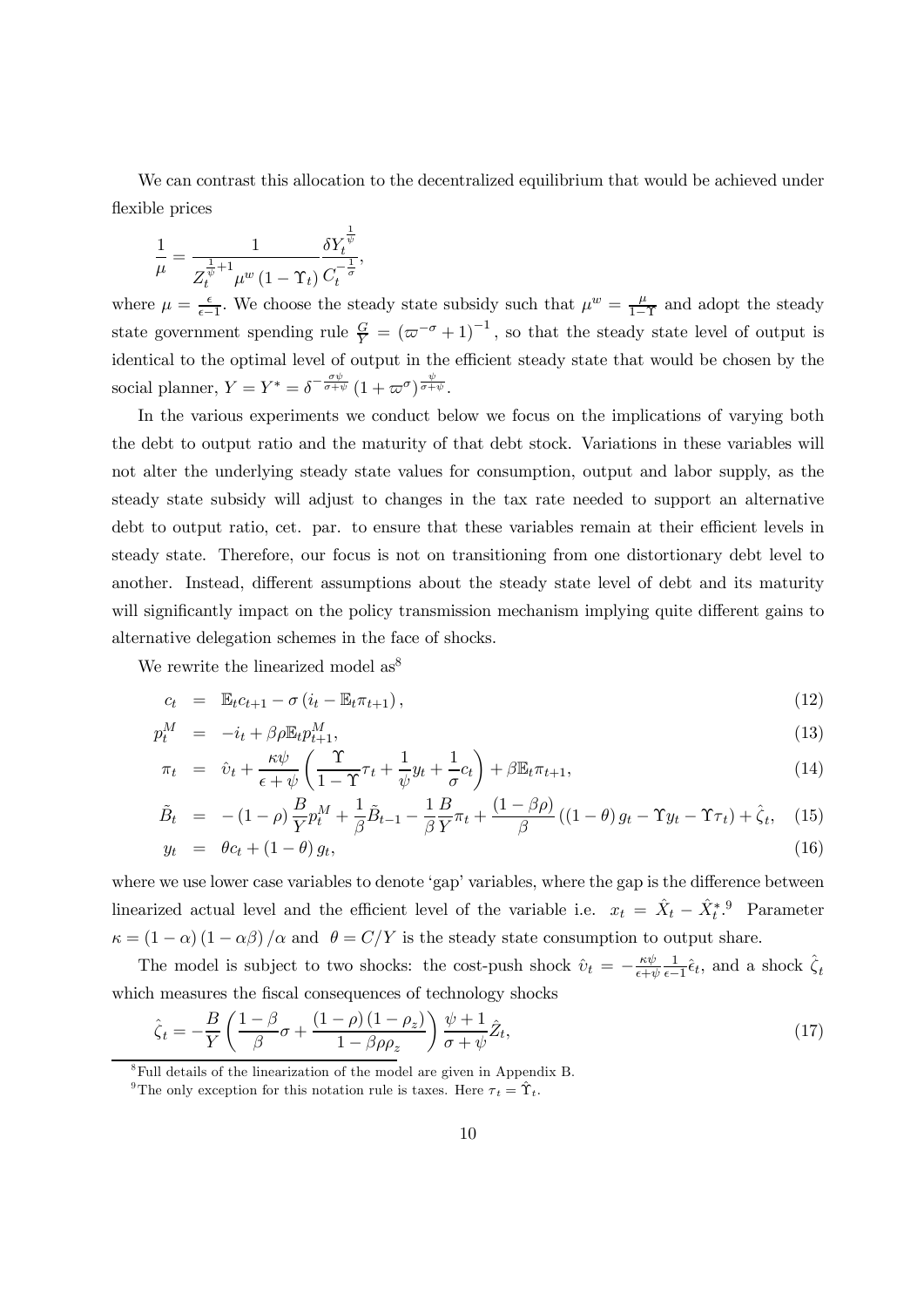We can contrast this allocation to the decentralized equilibrium that would be achieved under flexible prices

$$\frac{1}{\mu} = \frac{1}{Z_t^{\frac{1}{\psi}+1}\mu^w (1-\Upsilon_t)} \frac{\delta Y_t^{\frac{1}{\psi}}}{C_t^{-\frac{1}{\sigma}}},$$

where $\mu = \frac{\epsilon}{\epsilon-1}$. We choose the steady state subsidy such that $\mu^w = \frac{\mu}{1-\Upsilon}$ and adopt the steady state government spending rule $\frac{G}{Y} = (\varpi^{-\sigma}+1)^{-1}$, so that the steady state level of output is identical to the optimal level of output in the efficient steady state that would be chosen by the social planner, $Y = Y^* = \delta^{-\frac{\sigma\psi}{\sigma+\psi}} (1+\varpi^{\sigma})^{\frac{\psi}{\sigma+\psi}}$.

In the various experiments we conduct below we focus on the implications of varying both the debt to output ratio and the maturity of that debt stock. Variations in these variables will not alter the underlying steady state values for consumption, output and labor supply, as the steady state subsidy will adjust to changes in the tax rate needed to support an alternative debt to output ratio, cet. par. to ensure that these variables remain at their efficient levels in steady state. Therefore, our focus is not on transitioning from one distortionary debt level to another. Instead, different assumptions about the steady state level of debt and its maturity will significantly impact on the policy transmission mechanism implying quite different gains to alternative delegation schemes in the face of shocks.

We rewrite the linearized model as[8]

$$c_t = \mathbb{E}_t c_{t+1} - \sigma (i_t - \mathbb{E}_t \pi_{t+1}), \tag{12}$$

$$p_t^M = -i_t + \beta\rho \mathbb{E}_t p_{t+1}^M, \tag{13}$$

$$\pi_t = \hat{\upsilon}_t + \frac{\kappa\psi}{\epsilon+\psi}\left(\frac{\Upsilon}{1-\Upsilon}\tau_t + \frac{1}{\psi}y_t + \frac{1}{\sigma}c_t\right) + \beta\mathbb{E}_t\pi_{t+1}, \tag{14}$$

$$\tilde{B}_t = -(1-\rho)\frac{B}{Y}p_t^M + \frac{1}{\beta}\tilde{B}_{t-1} - \frac{1}{\beta}\frac{B}{Y}\pi_t + \frac{(1-\beta\rho)}{\beta}\left((1-\theta)g_t - \Upsilon y_t - \Upsilon\tau_t\right) + \hat{\zeta}_t, \tag{15}$$

$$y_t = \theta c_t + (1-\theta) g_t, \tag{16}$$

where we use lower case variables to denote 'gap' variables, where the gap is the difference between linearized actual level and the efficient level of the variable i.e. $x_t = \hat{X}_t - \hat{X}_t^*$.[9] Parameter $\kappa = (1-\alpha)(1-\alpha\beta)/\alpha$ and $\theta = C/Y$ is the steady state consumption to output share.

The model is subject to two shocks: the cost-push shock $\hat{\upsilon}_t = -\frac{\kappa\psi}{\epsilon+\psi}\frac{1}{\epsilon-1}\hat{\epsilon}_t$, and a shock $\hat{\zeta}_t$ which measures the fiscal consequences of technology shocks

$$\hat{\zeta}_t = -\frac{B}{Y}\left(\frac{1-\beta}{\beta}\sigma + \frac{(1-\rho)(1-\rho_z)}{1-\beta\rho\rho_z}\right)\frac{\psi+1}{\sigma+\psi}\hat{Z}_t, \tag{17}$$

[8] Full details of the linearization of the model are given in Appendix B.

[9] The only exception for this notation rule is taxes. Here $\tau_t = \hat{\Upsilon}_t$.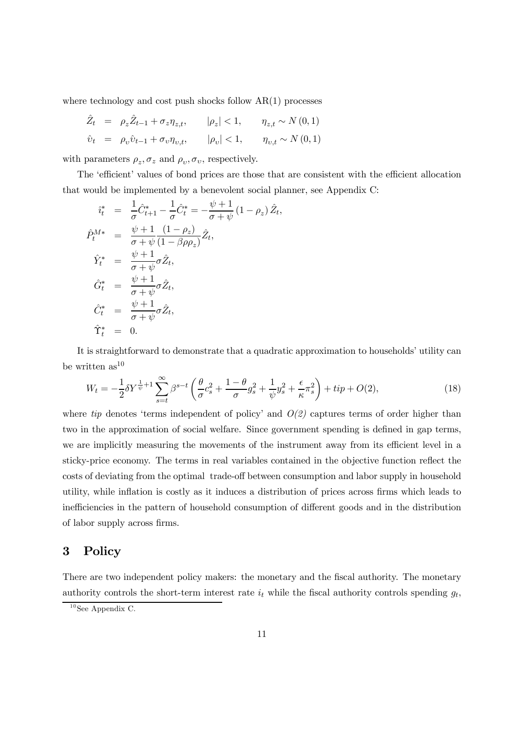where technology and cost push shocks follow AR(1) processes

$$
\begin{aligned}
\hat{Z}_t &= \rho_z \hat{Z}_{t-1} + \sigma_z \eta_{z,t}, \qquad |\rho_z| < 1, \qquad \eta_{z,t} \sim N(0,1) \\
\hat{\upsilon}_t &= \rho_\upsilon \hat{\upsilon}_{t-1} + \sigma_\upsilon \eta_{\upsilon,t}, \qquad |\rho_\upsilon| < 1, \qquad \eta_{\upsilon,t} \sim N(0,1)
\end{aligned}
$$

with parameters $\rho_z, \sigma_z$ and $\rho_\upsilon, \sigma_\upsilon$, respectively.

The 'efficient' values of bond prices are those that are consistent with the efficient allocation that would be implemented by a benevolent social planner, see Appendix C:

$$
\begin{aligned}
\hat{\imath}_t^* &= \frac{1}{\sigma}\hat{C}_{t+1}^* - \frac{1}{\sigma}\hat{C}_t^* = -\frac{\psi+1}{\sigma+\psi}(1-\rho_z)\hat{Z}_t, \\
\hat{P}_t^{M*} &= \frac{\psi+1}{\sigma+\psi}\frac{(1-\rho_z)}{(1-\beta\rho\rho_z)}\hat{Z}_t, \\
\hat{Y}_t^* &= \frac{\psi+1}{\sigma+\psi}\sigma\hat{Z}_t, \\
\hat{G}_t^* &= \frac{\psi+1}{\sigma+\psi}\sigma\hat{Z}_t, \\
\hat{C}_t^* &= \frac{\psi+1}{\sigma+\psi}\sigma\hat{Z}_t, \\
\hat{\Upsilon}_t^* &= 0.
\end{aligned}
$$

It is straightforward to demonstrate that a quadratic approximation to households' utility can be written as[10]

$$
W_t = -\frac{1}{2}\delta Y^{\frac{1}{\psi}+1}\sum_{s=t}^{\infty}\beta^{s-t}\left(\frac{\theta}{\sigma}c_s^2 + \frac{1-\theta}{\sigma}g_s^2 + \frac{1}{\psi}y_s^2 + \frac{\epsilon}{\kappa}\pi_s^2\right) + tip + O(2), \tag{18}
$$

where *tip* denotes 'terms independent of policy' and *O(2)* captures terms of order higher than two in the approximation of social welfare. Since government spending is defined in gap terms, we are implicitly measuring the movements of the instrument away from its efficient level in a sticky-price economy. The terms in real variables contained in the objective function reflect the costs of deviating from the optimal trade-off between consumption and labor supply in household utility, while inflation is costly as it induces a distribution of prices across firms which leads to inefficiencies in the pattern of household consumption of different goods and in the distribution of labor supply across firms.

# 3 Policy

There are two independent policy makers: the monetary and the fiscal authority. The monetary authority controls the short-term interest rate $i_t$ while the fiscal authority controls spending $g_t$,

[10] See Appendix C.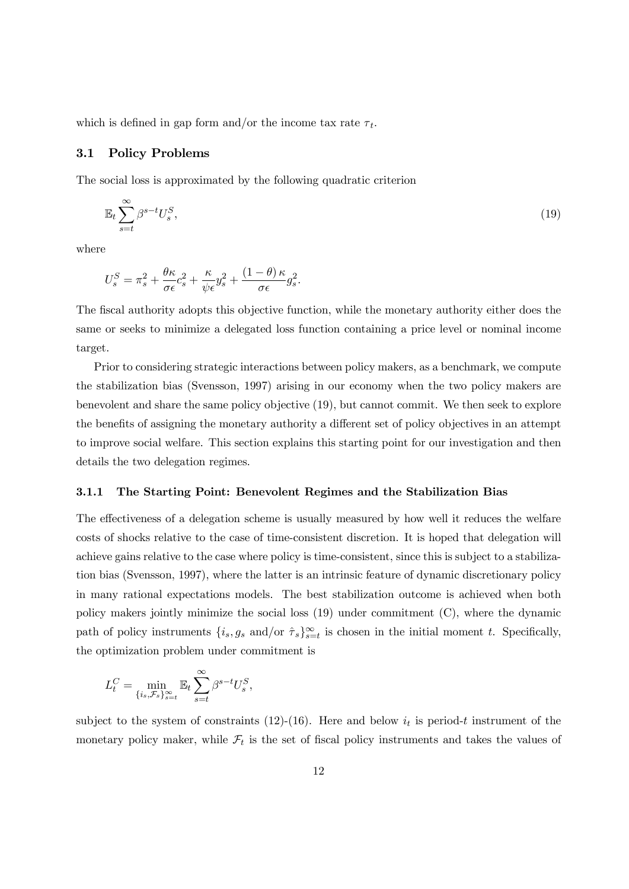which is defined in gap form and/or the income tax rate $\tau_t$.

### 3.1 Policy Problems

The social loss is approximated by the following quadratic criterion

$$\mathbb{E}_t \sum_{s=t}^{\infty} \beta^{s-t} U_s^S, \tag{19}$$

where

$$U_s^S = \pi_s^2 + \frac{\theta \kappa}{\sigma \epsilon} c_s^2 + \frac{\kappa}{\psi \epsilon} y_s^2 + \frac{(1-\theta)\kappa}{\sigma \epsilon} g_s^2.$$

The fiscal authority adopts this objective function, while the monetary authority either does the same or seeks to minimize a delegated loss function containing a price level or nominal income target.

Prior to considering strategic interactions between policy makers, as a benchmark, we compute the stabilization bias (Svensson, 1997) arising in our economy when the two policy makers are benevolent and share the same policy objective (19), but cannot commit. We then seek to explore the benefits of assigning the monetary authority a different set of policy objectives in an attempt to improve social welfare. This section explains this starting point for our investigation and then details the two delegation regimes.

#### 3.1.1 The Starting Point: Benevolent Regimes and the Stabilization Bias

The effectiveness of a delegation scheme is usually measured by how well it reduces the welfare costs of shocks relative to the case of time-consistent discretion. It is hoped that delegation will achieve gains relative to the case where policy is time-consistent, since this is subject to a stabilization bias (Svensson, 1997), where the latter is an intrinsic feature of dynamic discretionary policy in many rational expectations models. The best stabilization outcome is achieved when both policy makers jointly minimize the social loss (19) under commitment (C), where the dynamic path of policy instruments $\{i_s, g_s \text{ and/or } \hat{\tau}_s\}_{s=t}^{\infty}$ is chosen in the initial moment $t$. Specifically, the optimization problem under commitment is

$$L_t^C = \min_{\{i_s, \mathcal{F}_s\}_{s=t}^{\infty}} \mathbb{E}_t \sum_{s=t}^{\infty} \beta^{s-t} U_s^S,$$

subject to the system of constraints (12)-(16). Here and below $i_t$ is period-$t$ instrument of the monetary policy maker, while $\mathcal{F}_t$ is the set of fiscal policy instruments and takes the values of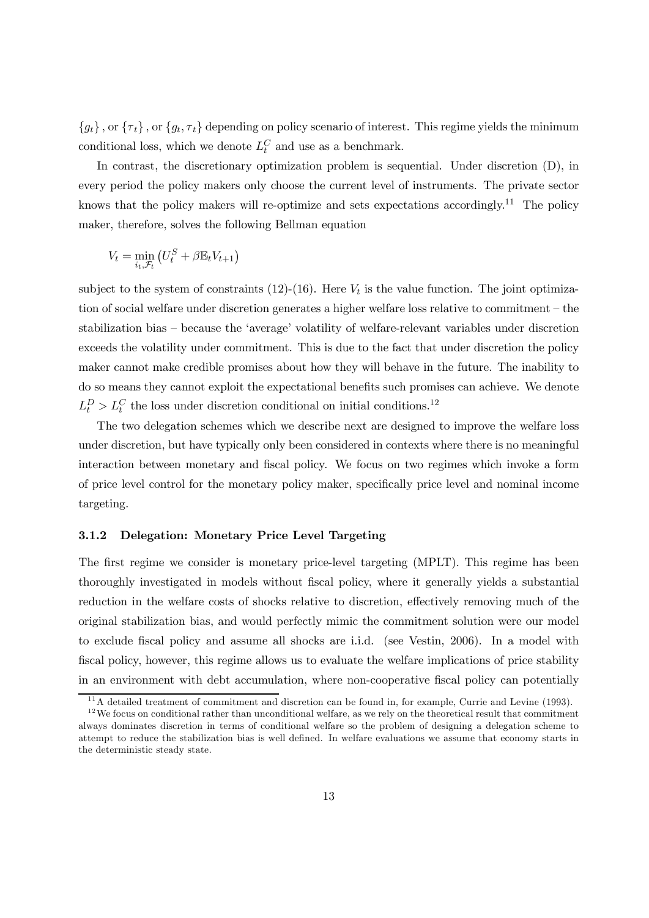$\{g_t\}$, or $\{\tau_t\}$, or $\{g_t, \tau_t\}$ depending on policy scenario of interest. This regime yields the minimum conditional loss, which we denote $L_t^C$ and use as a benchmark.

In contrast, the discretionary optimization problem is sequential. Under discretion (D), in every period the policy makers only choose the current level of instruments. The private sector knows that the policy makers will re-optimize and sets expectations accordingly.[11] The policy maker, therefore, solves the following Bellman equation

$$V_t = \min_{i_t, \mathcal{F}_t} \left( U_t^S + \beta \mathbb{E}_t V_{t+1} \right)$$

subject to the system of constraints (12)-(16). Here $V_t$ is the value function. The joint optimization of social welfare under discretion generates a higher welfare loss relative to commitment – the stabilization bias – because the 'average' volatility of welfare-relevant variables under discretion exceeds the volatility under commitment. This is due to the fact that under discretion the policy maker cannot make credible promises about how they will behave in the future. The inability to do so means they cannot exploit the expectational benefits such promises can achieve. We denote $L_t^D > L_t^C$ the loss under discretion conditional on initial conditions.[12]

The two delegation schemes which we describe next are designed to improve the welfare loss under discretion, but have typically only been considered in contexts where there is no meaningful interaction between monetary and fiscal policy. We focus on two regimes which invoke a form of price level control for the monetary policy maker, specifically price level and nominal income targeting.

### 3.1.2 Delegation: Monetary Price Level Targeting

The first regime we consider is monetary price-level targeting (MPLT). This regime has been thoroughly investigated in models without fiscal policy, where it generally yields a substantial reduction in the welfare costs of shocks relative to discretion, effectively removing much of the original stabilization bias, and would perfectly mimic the commitment solution were our model to exclude fiscal policy and assume all shocks are i.i.d. (see Vestin, 2006). In a model with fiscal policy, however, this regime allows us to evaluate the welfare implications of price stability in an environment with debt accumulation, where non-cooperative fiscal policy can potentially

[11] A detailed treatment of commitment and discretion can be found in, for example, Currie and Levine (1993).

[12] We focus on conditional rather than unconditional welfare, as we rely on the theoretical result that commitment always dominates discretion in terms of conditional welfare so the problem of designing a delegation scheme to attempt to reduce the stabilization bias is well defined. In welfare evaluations we assume that economy starts in the deterministic steady state.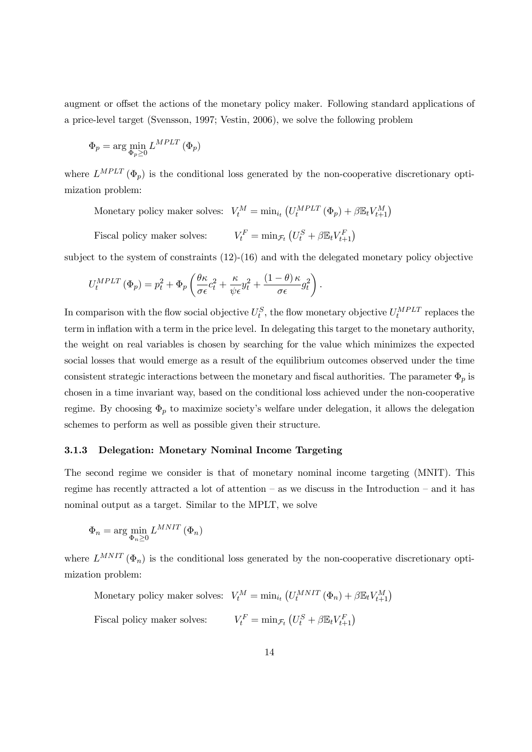augment or offset the actions of the monetary policy maker. Following standard applications of a price-level target (Svensson, 1997; Vestin, 2006), we solve the following problem

$$\Phi_p = \arg\min_{\Phi_p \geq 0} L^{MPLT}(\Phi_p)$$

where $L^{MPLT}(\Phi_p)$ is the conditional loss generated by the non-cooperative discretionary optimization problem:

$$\text{Monetary policy maker solves:} \quad V_t^M = \min_{i_t} \left( U_t^{MPLT}(\Phi_p) + \beta \mathbb{E}_t V_{t+1}^M \right)$$

$$\text{Fiscal policy maker solves:} \quad V_t^F = \min_{\mathcal{F}_t} \left( U_t^S + \beta \mathbb{E}_t V_{t+1}^F \right)$$

subject to the system of constraints (12)-(16) and with the delegated monetary policy objective

$$U_t^{MPLT}(\Phi_p) = p_t^2 + \Phi_p \left( \frac{\theta\kappa}{\sigma\epsilon} c_t^2 + \frac{\kappa}{\psi\epsilon} y_t^2 + \frac{(1-\theta)\kappa}{\sigma\epsilon} g_t^2 \right).$$

In comparison with the flow social objective $U_t^S$, the flow monetary objective $U_t^{MPLT}$ replaces the term in inflation with a term in the price level. In delegating this target to the monetary authority, the weight on real variables is chosen by searching for the value which minimizes the expected social losses that would emerge as a result of the equilibrium outcomes observed under the time consistent strategic interactions between the monetary and fiscal authorities. The parameter $\Phi_p$ is chosen in a time invariant way, based on the conditional loss achieved under the non-cooperative regime. By choosing $\Phi_p$ to maximize society's welfare under delegation, it allows the delegation schemes to perform as well as possible given their structure.

### 3.1.3 Delegation: Monetary Nominal Income Targeting

The second regime we consider is that of monetary nominal income targeting (MNIT). This regime has recently attracted a lot of attention – as we discuss in the Introduction – and it has nominal output as a target. Similar to the MPLT, we solve

$$\Phi_n = \arg\min_{\Phi_n \geq 0} L^{MNIT}(\Phi_n)$$

where $L^{MNIT}(\Phi_n)$ is the conditional loss generated by the non-cooperative discretionary optimization problem:

$$\text{Monetary policy maker solves:} \quad V_t^M = \min_{i_t} \left( U_t^{MNIT}(\Phi_n) + \beta \mathbb{E}_t V_{t+1}^M \right)$$

$$\text{Fiscal policy maker solves:} \quad V_t^F = \min_{\mathcal{F}_t} \left( U_t^S + \beta \mathbb{E}_t V_{t+1}^F \right)$$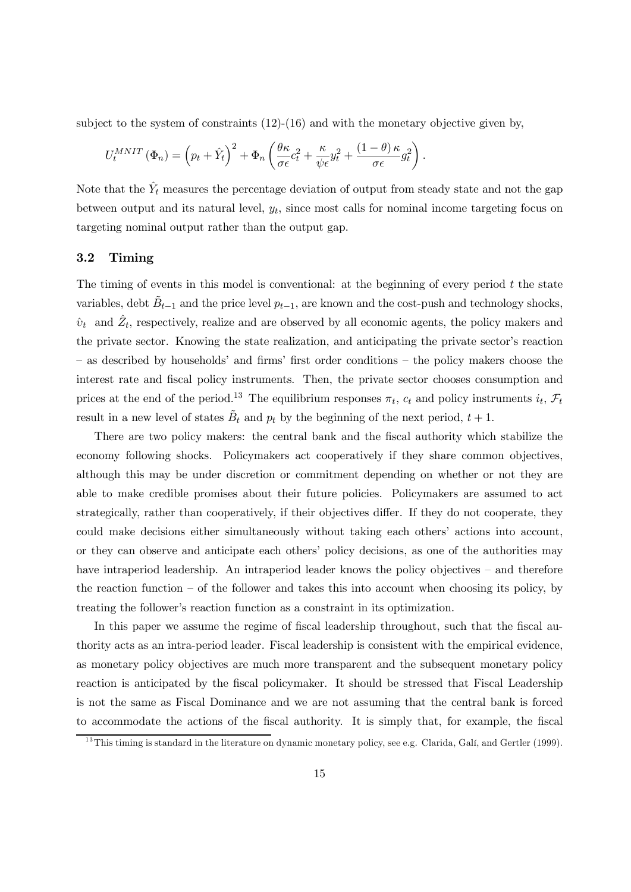subject to the system of constraints (12)-(16) and with the monetary objective given by,

$$U_t^{MNIT}(\Phi_n) = \left(p_t + \hat{Y}_t\right)^2 + \Phi_n\left(\frac{\theta\kappa}{\sigma\epsilon}c_t^2 + \frac{\kappa}{\psi\epsilon}y_t^2 + \frac{(1-\theta)\kappa}{\sigma\epsilon}g_t^2\right).$$

Note that the $\hat{Y}_t$ measures the percentage deviation of output from steady state and not the gap between output and its natural level, $y_t$, since most calls for nominal income targeting focus on targeting nominal output rather than the output gap.

### 3.2 Timing

The timing of events in this model is conventional: at the beginning of every period $t$ the state variables, debt $\tilde{B}_{t-1}$ and the price level $p_{t-1}$, are known and the cost-push and technology shocks, $\hat{\upsilon}_t$ and $\hat{Z}_t$, respectively, realize and are observed by all economic agents, the policy makers and the private sector. Knowing the state realization, and anticipating the private sector's reaction – as described by households' and firms' first order conditions – the policy makers choose the interest rate and fiscal policy instruments. Then, the private sector chooses consumption and prices at the end of the period.[13] The equilibrium responses $\pi_t$, $c_t$ and policy instruments $i_t$, $\mathcal{F}_t$ result in a new level of states $\tilde{B}_t$ and $p_t$ by the beginning of the next period, $t+1$.

There are two policy makers: the central bank and the fiscal authority which stabilize the economy following shocks. Policymakers act cooperatively if they share common objectives, although this may be under discretion or commitment depending on whether or not they are able to make credible promises about their future policies. Policymakers are assumed to act strategically, rather than cooperatively, if their objectives differ. If they do not cooperate, they could make decisions either simultaneously without taking each others' actions into account, or they can observe and anticipate each others' policy decisions, as one of the authorities may have intraperiod leadership. An intraperiod leader knows the policy objectives – and therefore the reaction function – of the follower and takes this into account when choosing its policy, by treating the follower's reaction function as a constraint in its optimization.

In this paper we assume the regime of fiscal leadership throughout, such that the fiscal authority acts as an intra-period leader. Fiscal leadership is consistent with the empirical evidence, as monetary policy objectives are much more transparent and the subsequent monetary policy reaction is anticipated by the fiscal policymaker. It should be stressed that Fiscal Leadership is not the same as Fiscal Dominance and we are not assuming that the central bank is forced to accommodate the actions of the fiscal authority. It is simply that, for example, the fiscal

[13] This timing is standard in the literature on dynamic monetary policy, see e.g. Clarida, Galí, and Gertler (1999).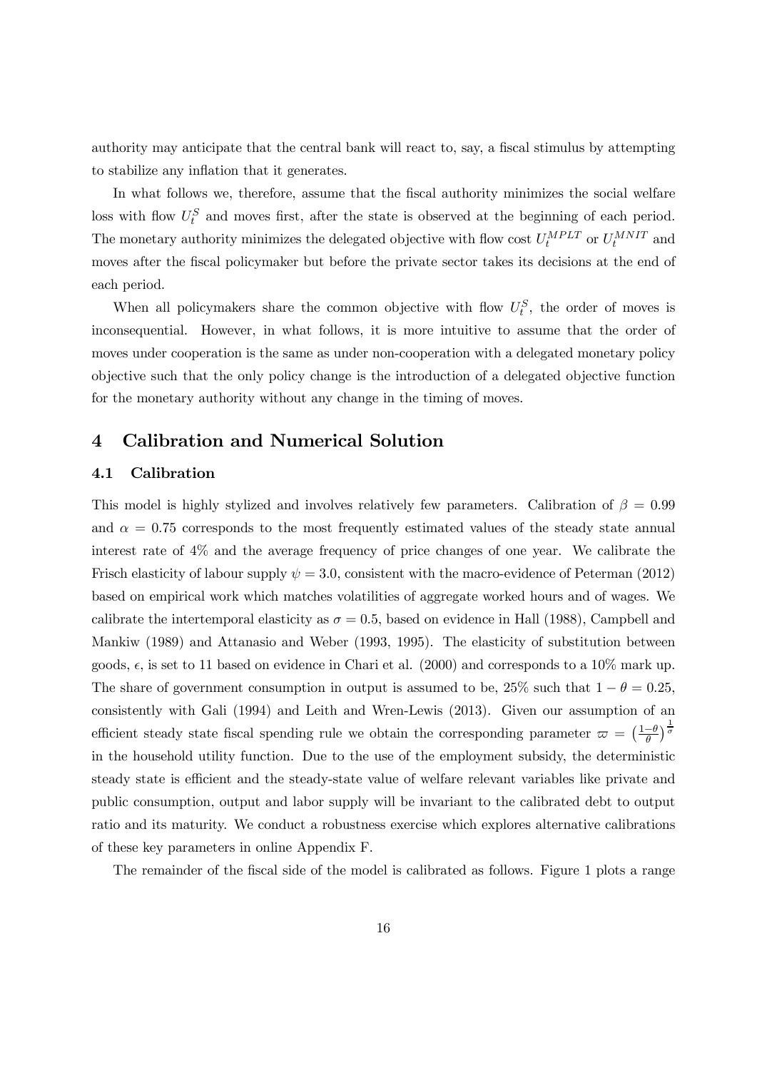authority may anticipate that the central bank will react to, say, a fiscal stimulus by attempting to stabilize any inflation that it generates.

In what follows we, therefore, assume that the fiscal authority minimizes the social welfare loss with flow $U_t^S$ and moves first, after the state is observed at the beginning of each period. The monetary authority minimizes the delegated objective with flow cost $U_t^{MPLT}$ or $U_t^{MNIT}$ and moves after the fiscal policymaker but before the private sector takes its decisions at the end of each period.

When all policymakers share the common objective with flow $U_t^S$, the order of moves is inconsequential. However, in what follows, it is more intuitive to assume that the order of moves under cooperation is the same as under non-cooperation with a delegated monetary policy objective such that the only policy change is the introduction of a delegated objective function for the monetary authority without any change in the timing of moves.

# 4 Calibration and Numerical Solution

## 4.1 Calibration

This model is highly stylized and involves relatively few parameters. Calibration of $\beta = 0.99$ and $\alpha = 0.75$ corresponds to the most frequently estimated values of the steady state annual interest rate of 4% and the average frequency of price changes of one year. We calibrate the Frisch elasticity of labour supply $\psi = 3.0$, consistent with the macro-evidence of Peterman (2012) based on empirical work which matches volatilities of aggregate worked hours and of wages. We calibrate the intertemporal elasticity as $\sigma = 0.5$, based on evidence in Hall (1988), Campbell and Mankiw (1989) and Attanasio and Weber (1993, 1995). The elasticity of substitution between goods, $\epsilon$, is set to 11 based on evidence in Chari et al. (2000) and corresponds to a 10% mark up. The share of government consumption in output is assumed to be, 25% such that $1 - \theta = 0.25$, consistently with Gali (1994) and Leith and Wren-Lewis (2013). Given our assumption of an efficient steady state fiscal spending rule we obtain the corresponding parameter $\varpi = \left(\frac{1-\theta}{\theta}\right)^{\frac{1}{\sigma}}$ in the household utility function. Due to the use of the employment subsidy, the deterministic steady state is efficient and the steady-state value of welfare relevant variables like private and public consumption, output and labor supply will be invariant to the calibrated debt to output ratio and its maturity. We conduct a robustness exercise which explores alternative calibrations of these key parameters in online Appendix F.

The remainder of the fiscal side of the model is calibrated as follows. Figure 1 plots a range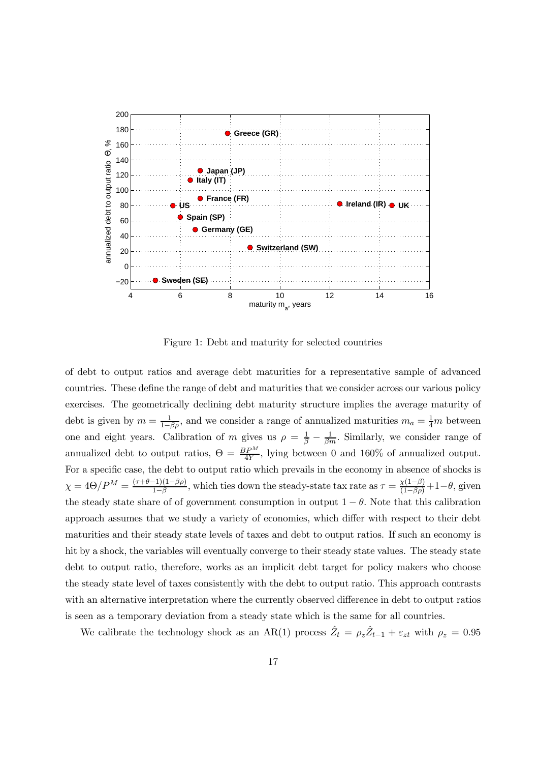Figure 1: Debt and maturity for selected countries

of debt to output ratios and average debt maturities for a representative sample of advanced countries. These define the range of debt and maturities that we consider across our various policy exercises. The geometrically declining debt maturity structure implies the average maturity of debt is given by $m = \frac{1}{1-\beta\rho}$, and we consider a range of annualized maturities $m_a = \frac{1}{4}m$ between one and eight years. Calibration of $m$ gives us $\rho = \frac{1}{\beta} - \frac{1}{\beta m}$. Similarly, we consider range of annualized debt to output ratios, $\Theta = \frac{BP^M}{4Y}$, lying between 0 and 160% of annualized output. For a specific case, the debt to output ratio which prevails in the economy in absence of shocks is $\chi = 4\Theta/P^M = \frac{(\tau+\theta-1)(1-\beta\rho)}{1-\beta}$, which ties down the steady-state tax rate as $\tau = \frac{\chi(1-\beta)}{(1-\beta\rho)} + 1 - \theta$, given the steady state share of of government consumption in output $1-\theta$. Note that this calibration approach assumes that we study a variety of economies, which differ with respect to their debt maturities and their steady state levels of taxes and debt to output ratios. If such an economy is hit by a shock, the variables will eventually converge to their steady state values. The steady state debt to output ratio, therefore, works as an implicit debt target for policy makers who choose the steady state level of taxes consistently with the debt to output ratio. This approach contrasts with an alternative interpretation where the currently observed difference in debt to output ratios is seen as a temporary deviation from a steady state which is the same for all countries.

We calibrate the technology shock as an AR(1) process $\hat{Z}_t = \rho_z \hat{Z}_{t-1} + \varepsilon_{zt}$ with $\rho_z = 0.95$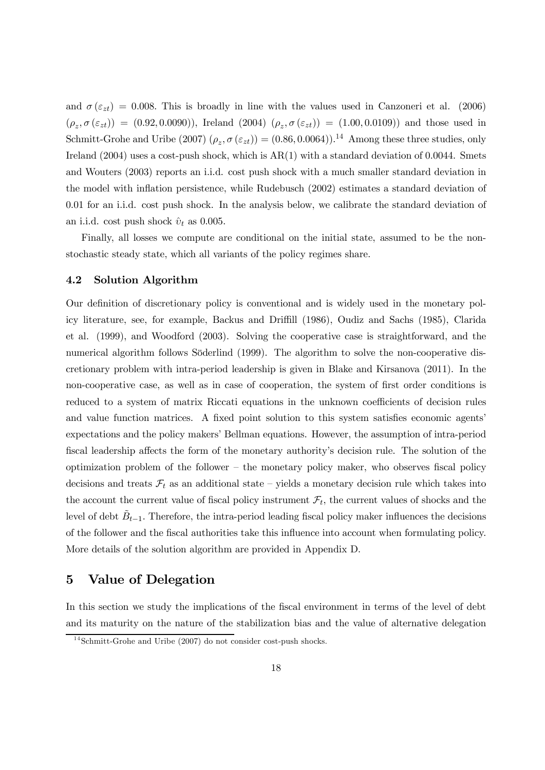and $\sigma(\varepsilon_{zt}) = 0.008$. This is broadly in line with the values used in Canzoneri et al. (2006) $(\rho_z, \sigma(\varepsilon_{zt})) = (0.92, 0.0090))$, Ireland (2004) $(\rho_z, \sigma(\varepsilon_{zt})) = (1.00, 0.0109))$ and those used in Schmitt-Grohe and Uribe (2007) $(\rho_z, \sigma(\varepsilon_{zt})) = (0.86, 0.0064))$.[14] Among these three studies, only Ireland (2004) uses a cost-push shock, which is AR(1) with a standard deviation of 0.0044. Smets and Wouters (2003) reports an i.i.d. cost push shock with a much smaller standard deviation in the model with inflation persistence, while Rudebusch (2002) estimates a standard deviation of 0.01 for an i.i.d. cost push shock. In the analysis below, we calibrate the standard deviation of an i.i.d. cost push shock $\hat{\upsilon}_t$ as 0.005.

Finally, all losses we compute are conditional on the initial state, assumed to be the non-stochastic steady state, which all variants of the policy regimes share.

### 4.2 Solution Algorithm

Our definition of discretionary policy is conventional and is widely used in the monetary policy literature, see, for example, Backus and Driffill (1986), Oudiz and Sachs (1985), Clarida et al. (1999), and Woodford (2003). Solving the cooperative case is straightforward, and the numerical algorithm follows Söderlind (1999). The algorithm to solve the non-cooperative discretionary problem with intra-period leadership is given in Blake and Kirsanova (2011). In the non-cooperative case, as well as in case of cooperation, the system of first order conditions is reduced to a system of matrix Riccati equations in the unknown coefficients of decision rules and value function matrices. A fixed point solution to this system satisfies economic agents' expectations and the policy makers' Bellman equations. However, the assumption of intra-period fiscal leadership affects the form of the monetary authority's decision rule. The solution of the optimization problem of the follower – the monetary policy maker, who observes fiscal policy decisions and treats $\mathcal{F}_t$ as an additional state – yields a monetary decision rule which takes into the account the current value of fiscal policy instrument $\mathcal{F}_t$, the current values of shocks and the level of debt $\tilde{B}_{t-1}$. Therefore, the intra-period leading fiscal policy maker influences the decisions of the follower and the fiscal authorities take this influence into account when formulating policy. More details of the solution algorithm are provided in Appendix D.

## 5 Value of Delegation

In this section we study the implications of the fiscal environment in terms of the level of debt and its maturity on the nature of the stabilization bias and the value of alternative delegation

[14] Schmitt-Grohe and Uribe (2007) do not consider cost-push shocks.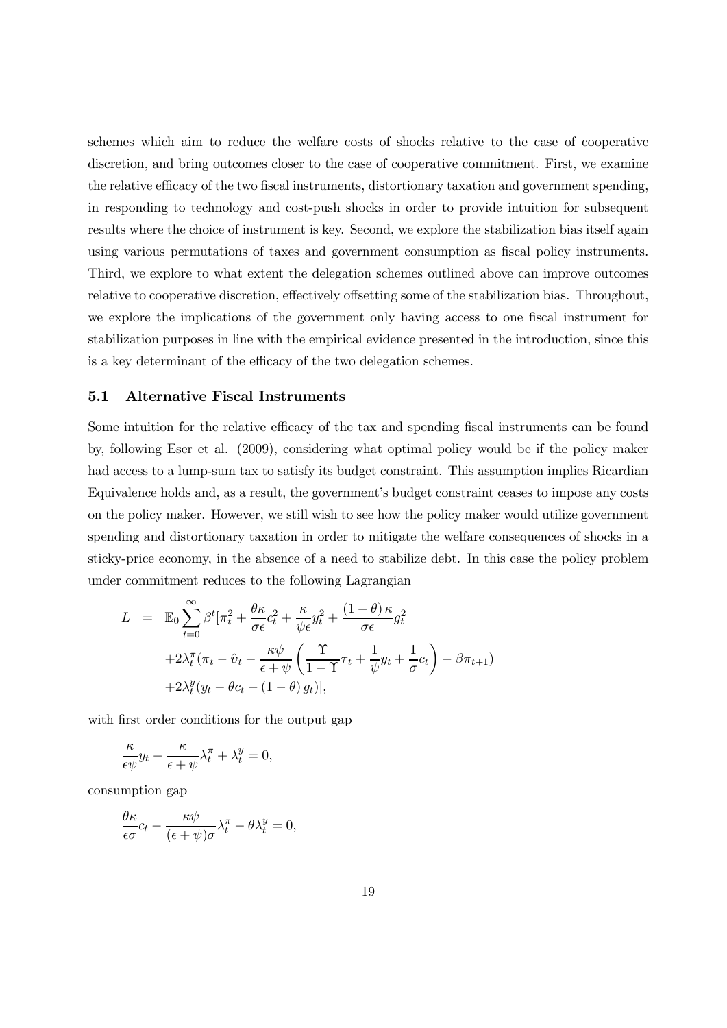schemes which aim to reduce the welfare costs of shocks relative to the case of cooperative discretion, and bring outcomes closer to the case of cooperative commitment. First, we examine the relative efficacy of the two fiscal instruments, distortionary taxation and government spending, in responding to technology and cost-push shocks in order to provide intuition for subsequent results where the choice of instrument is key. Second, we explore the stabilization bias itself again using various permutations of taxes and government consumption as fiscal policy instruments. Third, we explore to what extent the delegation schemes outlined above can improve outcomes relative to cooperative discretion, effectively offsetting some of the stabilization bias. Throughout, we explore the implications of the government only having access to one fiscal instrument for stabilization purposes in line with the empirical evidence presented in the introduction, since this is a key determinant of the efficacy of the two delegation schemes.

### 5.1 Alternative Fiscal Instruments

Some intuition for the relative efficacy of the tax and spending fiscal instruments can be found by, following Eser et al. (2009), considering what optimal policy would be if the policy maker had access to a lump-sum tax to satisfy its budget constraint. This assumption implies Ricardian Equivalence holds and, as a result, the government's budget constraint ceases to impose any costs on the policy maker. However, we still wish to see how the policy maker would utilize government spending and distortionary taxation in order to mitigate the welfare consequences of shocks in a sticky-price economy, in the absence of a need to stabilize debt. In this case the policy problem under commitment reduces to the following Lagrangian

$$
\begin{aligned}
L &= \mathbb{E}_0 \sum_{t=0}^{\infty} \beta^t [\pi_t^2 + \frac{\theta \kappa}{\sigma \epsilon} c_t^2 + \frac{\kappa}{\psi \epsilon} y_t^2 + \frac{(1-\theta)\kappa}{\sigma \epsilon} g_t^2 \\
&\quad + 2\lambda_t^{\pi} (\pi_t - \hat{\upsilon}_t - \frac{\kappa \psi}{\epsilon + \psi} \left( \frac{\Upsilon}{1-\Upsilon} \tau_t + \frac{1}{\psi} y_t + \frac{1}{\sigma} c_t \right) - \beta \pi_{t+1}) \\
&\quad + 2\lambda_t^{y} (y_t - \theta c_t - (1-\theta) g_t)],
\end{aligned}
$$

with first order conditions for the output gap

$$
\frac{\kappa}{\epsilon \psi} y_t - \frac{\kappa}{\epsilon + \psi} \lambda_t^{\pi} + \lambda_t^{y} = 0,
$$

consumption gap

$$
\frac{\theta \kappa}{\epsilon \sigma} c_t - \frac{\kappa \psi}{(\epsilon + \psi)\sigma} \lambda_t^{\pi} - \theta \lambda_t^{y} = 0,
$$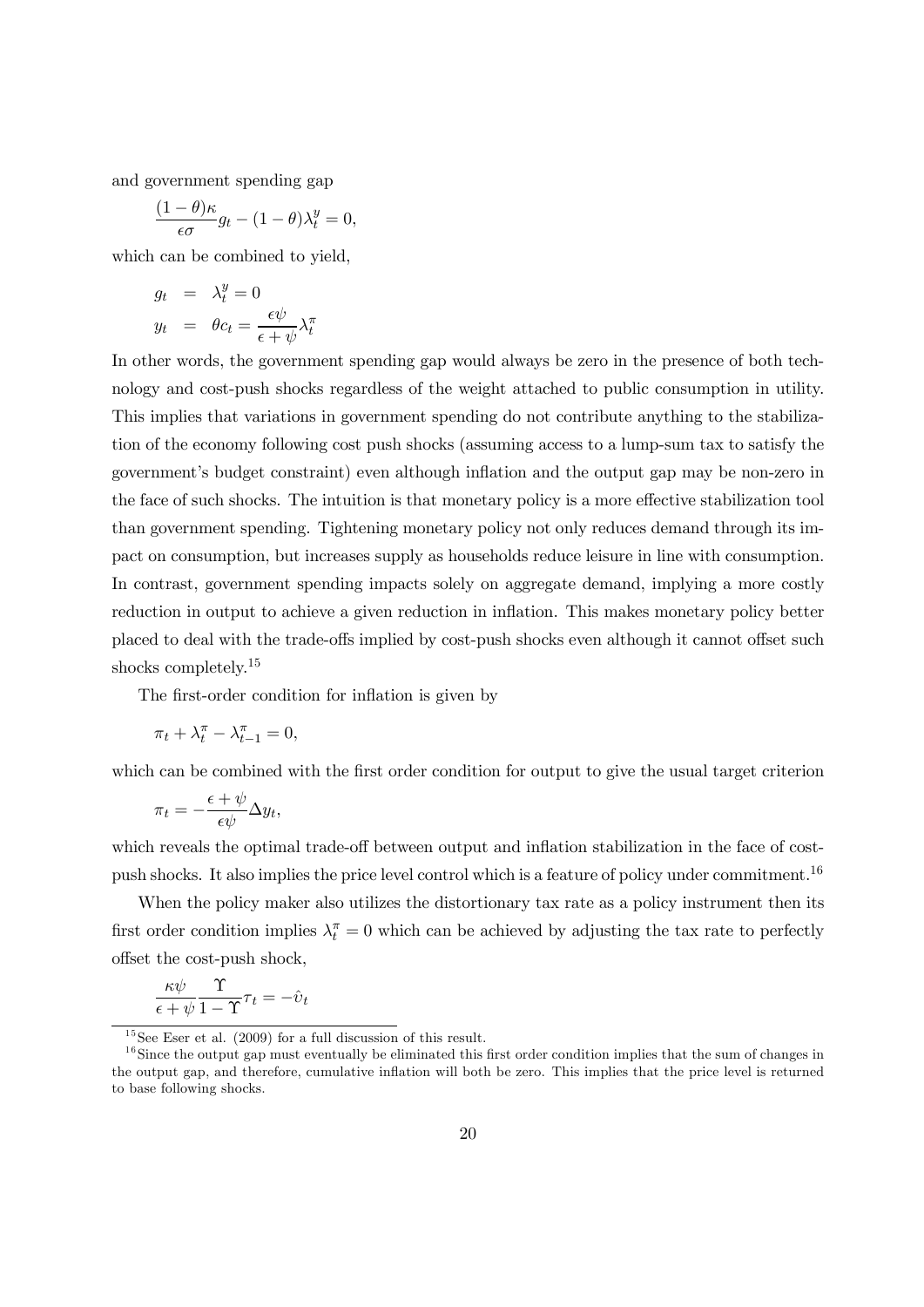and government spending gap

$$\frac{(1-\theta)\kappa}{\epsilon\sigma}g_t - (1-\theta)\lambda_t^y = 0,$$

which can be combined to yield,

$$\begin{aligned} g_t &= \lambda_t^y = 0 \\ y_t &= \theta c_t = \frac{\epsilon\psi}{\epsilon+\psi}\lambda_t^\pi \end{aligned}$$

In other words, the government spending gap would always be zero in the presence of both technology and cost-push shocks regardless of the weight attached to public consumption in utility. This implies that variations in government spending do not contribute anything to the stabilization of the economy following cost push shocks (assuming access to a lump-sum tax to satisfy the government's budget constraint) even although inflation and the output gap may be non-zero in the face of such shocks. The intuition is that monetary policy is a more effective stabilization tool than government spending. Tightening monetary policy not only reduces demand through its impact on consumption, but increases supply as households reduce leisure in line with consumption. In contrast, government spending impacts solely on aggregate demand, implying a more costly reduction in output to achieve a given reduction in inflation. This makes monetary policy better placed to deal with the trade-offs implied by cost-push shocks even although it cannot offset such shocks completely.[15]

The first-order condition for inflation is given by

$$\pi_t + \lambda_t^\pi - \lambda_{t-1}^\pi = 0,$$

which can be combined with the first order condition for output to give the usual target criterion

$$\pi_t = -\frac{\epsilon+\psi}{\epsilon\psi}\Delta y_t,$$

which reveals the optimal trade-off between output and inflation stabilization in the face of cost-push shocks. It also implies the price level control which is a feature of policy under commitment.[16]

When the policy maker also utilizes the distortionary tax rate as a policy instrument then its first order condition implies $\lambda_t^\pi = 0$ which can be achieved by adjusting the tax rate to perfectly offset the cost-push shock,

$$\frac{\kappa\psi}{\epsilon+\psi}\frac{\Upsilon}{1-\Upsilon}\tau_t = -\hat{\upsilon}_t$$

[15] See Eser et al. (2009) for a full discussion of this result.

[16] Since the output gap must eventually be eliminated this first order condition implies that the sum of changes in the output gap, and therefore, cumulative inflation will both be zero. This implies that the price level is returned to base following shocks.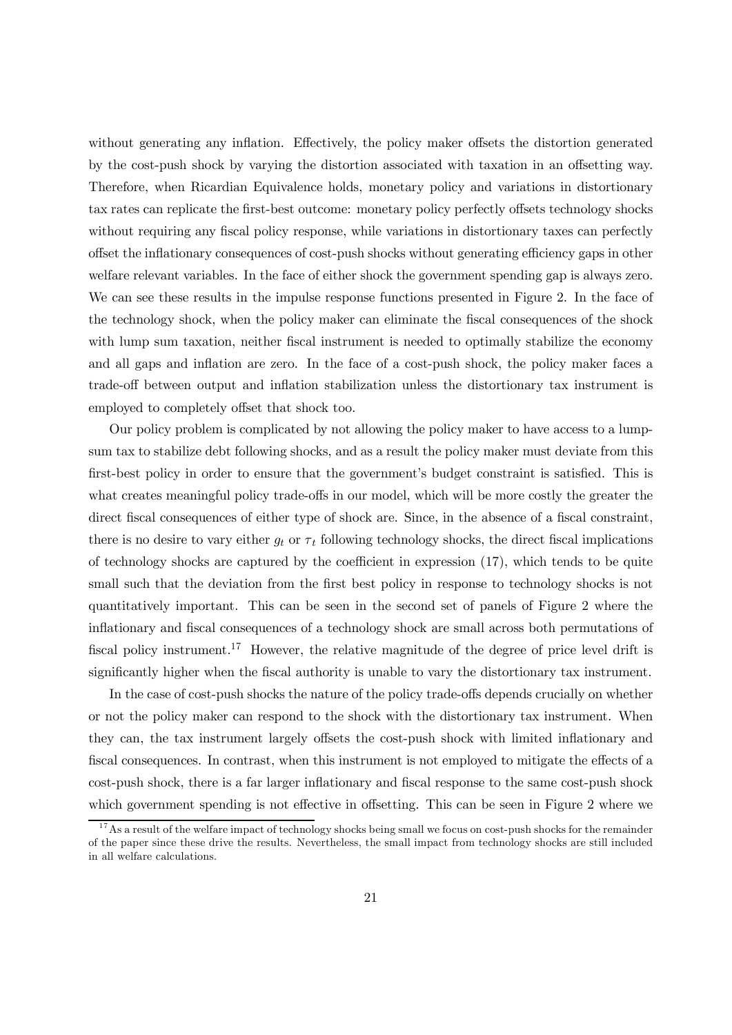without generating any inflation. Effectively, the policy maker offsets the distortion generated by the cost-push shock by varying the distortion associated with taxation in an offsetting way. Therefore, when Ricardian Equivalence holds, monetary policy and variations in distortionary tax rates can replicate the first-best outcome: monetary policy perfectly offsets technology shocks without requiring any fiscal policy response, while variations in distortionary taxes can perfectly offset the inflationary consequences of cost-push shocks without generating efficiency gaps in other welfare relevant variables. In the face of either shock the government spending gap is always zero. We can see these results in the impulse response functions presented in Figure 2. In the face of the technology shock, when the policy maker can eliminate the fiscal consequences of the shock with lump sum taxation, neither fiscal instrument is needed to optimally stabilize the economy and all gaps and inflation are zero. In the face of a cost-push shock, the policy maker faces a trade-off between output and inflation stabilization unless the distortionary tax instrument is employed to completely offset that shock too.

Our policy problem is complicated by not allowing the policy maker to have access to a lump-sum tax to stabilize debt following shocks, and as a result the policy maker must deviate from this first-best policy in order to ensure that the government's budget constraint is satisfied. This is what creates meaningful policy trade-offs in our model, which will be more costly the greater the direct fiscal consequences of either type of shock are. Since, in the absence of a fiscal constraint, there is no desire to vary either $g_t$ or $\tau_t$ following technology shocks, the direct fiscal implications of technology shocks are captured by the coefficient in expression (17), which tends to be quite small such that the deviation from the first best policy in response to technology shocks is not quantitatively important. This can be seen in the second set of panels of Figure 2 where the inflationary and fiscal consequences of a technology shock are small across both permutations of fiscal policy instrument.[17] However, the relative magnitude of the degree of price level drift is significantly higher when the fiscal authority is unable to vary the distortionary tax instrument.

In the case of cost-push shocks the nature of the policy trade-offs depends crucially on whether or not the policy maker can respond to the shock with the distortionary tax instrument. When they can, the tax instrument largely offsets the cost-push shock with limited inflationary and fiscal consequences. In contrast, when this instrument is not employed to mitigate the effects of a cost-push shock, there is a far larger inflationary and fiscal response to the same cost-push shock which government spending is not effective in offsetting. This can be seen in Figure 2 where we

[17] As a result of the welfare impact of technology shocks being small we focus on cost-push shocks for the remainder of the paper since these drive the results. Nevertheless, the small impact from technology shocks are still included in all welfare calculations.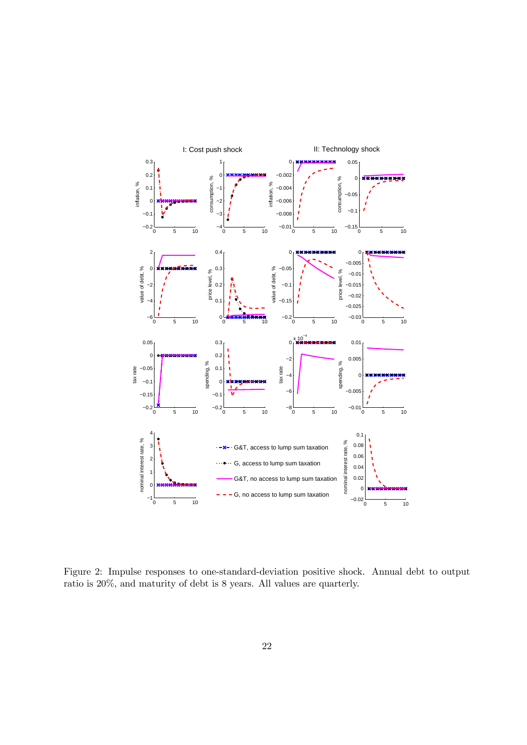Figure 2: Impulse responses to one-standard-deviation positive shock. Annual debt to output ratio is 20%, and maturity of debt is 8 years. All values are quarterly.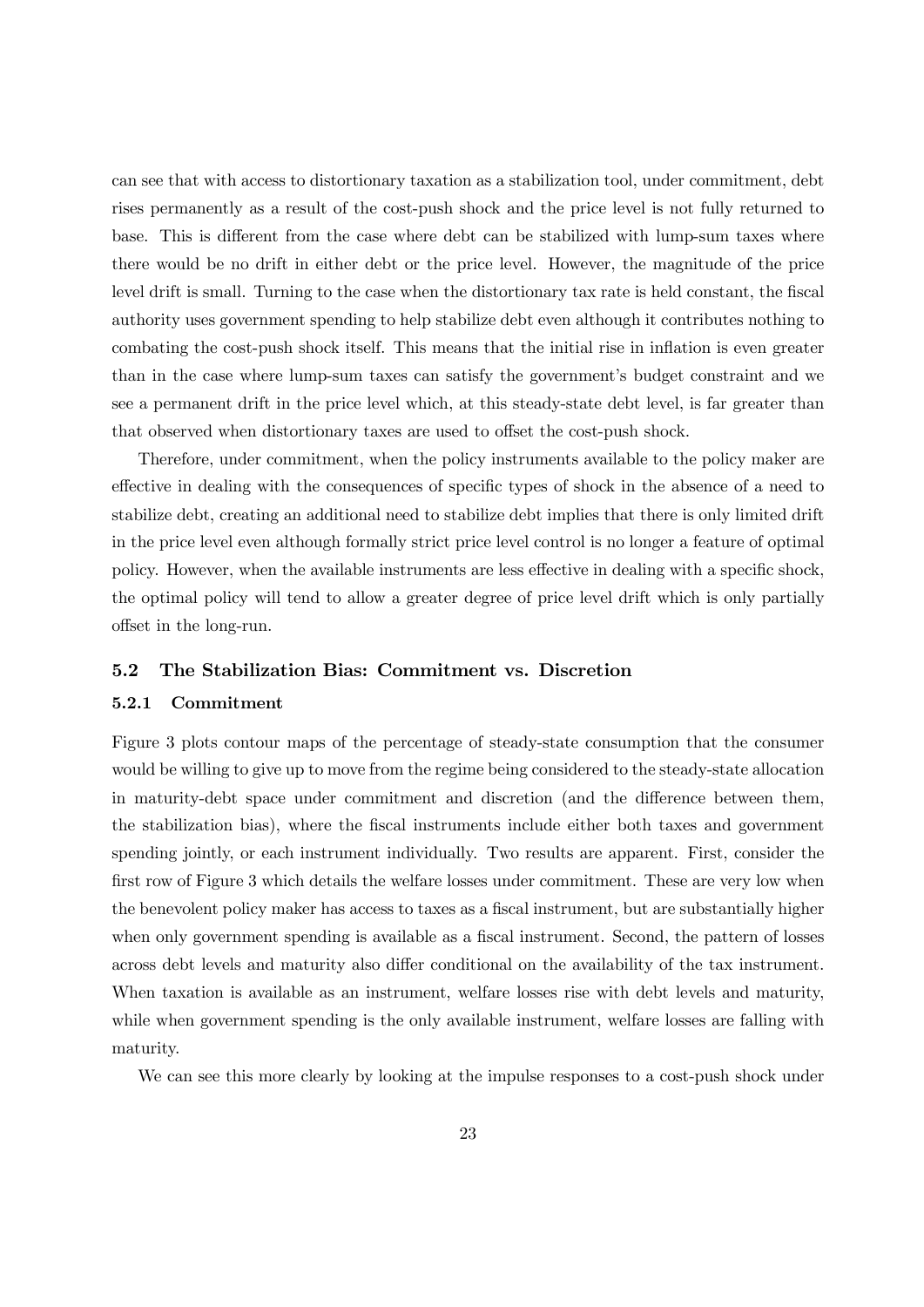can see that with access to distortionary taxation as a stabilization tool, under commitment, debt rises permanently as a result of the cost-push shock and the price level is not fully returned to base. This is different from the case where debt can be stabilized with lump-sum taxes where there would be no drift in either debt or the price level. However, the magnitude of the price level drift is small. Turning to the case when the distortionary tax rate is held constant, the fiscal authority uses government spending to help stabilize debt even although it contributes nothing to combating the cost-push shock itself. This means that the initial rise in inflation is even greater than in the case where lump-sum taxes can satisfy the government's budget constraint and we see a permanent drift in the price level which, at this steady-state debt level, is far greater than that observed when distortionary taxes are used to offset the cost-push shock.

Therefore, under commitment, when the policy instruments available to the policy maker are effective in dealing with the consequences of specific types of shock in the absence of a need to stabilize debt, creating an additional need to stabilize debt implies that there is only limited drift in the price level even although formally strict price level control is no longer a feature of optimal policy. However, when the available instruments are less effective in dealing with a specific shock, the optimal policy will tend to allow a greater degree of price level drift which is only partially offset in the long-run.

### 5.2 The Stabilization Bias: Commitment vs. Discretion

#### 5.2.1 Commitment

Figure 3 plots contour maps of the percentage of steady-state consumption that the consumer would be willing to give up to move from the regime being considered to the steady-state allocation in maturity-debt space under commitment and discretion (and the difference between them, the stabilization bias), where the fiscal instruments include either both taxes and government spending jointly, or each instrument individually. Two results are apparent. First, consider the first row of Figure 3 which details the welfare losses under commitment. These are very low when the benevolent policy maker has access to taxes as a fiscal instrument, but are substantially higher when only government spending is available as a fiscal instrument. Second, the pattern of losses across debt levels and maturity also differ conditional on the availability of the tax instrument. When taxation is available as an instrument, welfare losses rise with debt levels and maturity, while when government spending is the only available instrument, welfare losses are falling with maturity.

We can see this more clearly by looking at the impulse responses to a cost-push shock under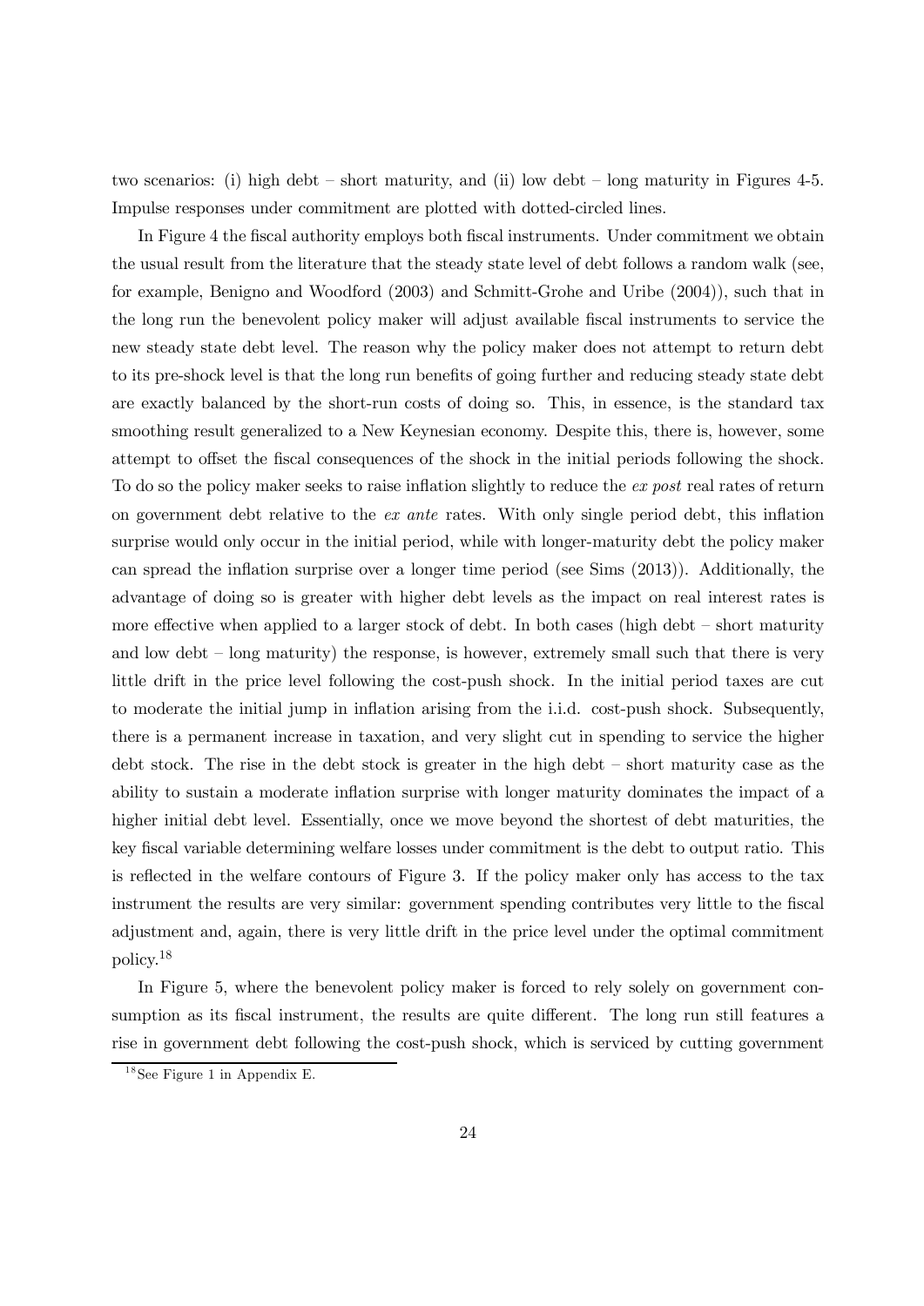two scenarios: (i) high debt – short maturity, and (ii) low debt – long maturity in Figures 4-5. Impulse responses under commitment are plotted with dotted-circled lines.

In Figure 4 the fiscal authority employs both fiscal instruments. Under commitment we obtain the usual result from the literature that the steady state level of debt follows a random walk (see, for example, Benigno and Woodford (2003) and Schmitt-Grohe and Uribe (2004)), such that in the long run the benevolent policy maker will adjust available fiscal instruments to service the new steady state debt level. The reason why the policy maker does not attempt to return debt to its pre-shock level is that the long run benefits of going further and reducing steady state debt are exactly balanced by the short-run costs of doing so. This, in essence, is the standard tax smoothing result generalized to a New Keynesian economy. Despite this, there is, however, some attempt to offset the fiscal consequences of the shock in the initial periods following the shock. To do so the policy maker seeks to raise inflation slightly to reduce the *ex post* real rates of return on government debt relative to the *ex ante* rates. With only single period debt, this inflation surprise would only occur in the initial period, while with longer-maturity debt the policy maker can spread the inflation surprise over a longer time period (see Sims (2013)). Additionally, the advantage of doing so is greater with higher debt levels as the impact on real interest rates is more effective when applied to a larger stock of debt. In both cases (high debt – short maturity and low debt – long maturity) the response, is however, extremely small such that there is very little drift in the price level following the cost-push shock. In the initial period taxes are cut to moderate the initial jump in inflation arising from the i.i.d. cost-push shock. Subsequently, there is a permanent increase in taxation, and very slight cut in spending to service the higher debt stock. The rise in the debt stock is greater in the high debt – short maturity case as the ability to sustain a moderate inflation surprise with longer maturity dominates the impact of a higher initial debt level. Essentially, once we move beyond the shortest of debt maturities, the key fiscal variable determining welfare losses under commitment is the debt to output ratio. This is reflected in the welfare contours of Figure 3. If the policy maker only has access to the tax instrument the results are very similar: government spending contributes very little to the fiscal adjustment and, again, there is very little drift in the price level under the optimal commitment policy.[18]

In Figure 5, where the benevolent policy maker is forced to rely solely on government consumption as its fiscal instrument, the results are quite different. The long run still features a rise in government debt following the cost-push shock, which is serviced by cutting government

[18] See Figure 1 in Appendix E.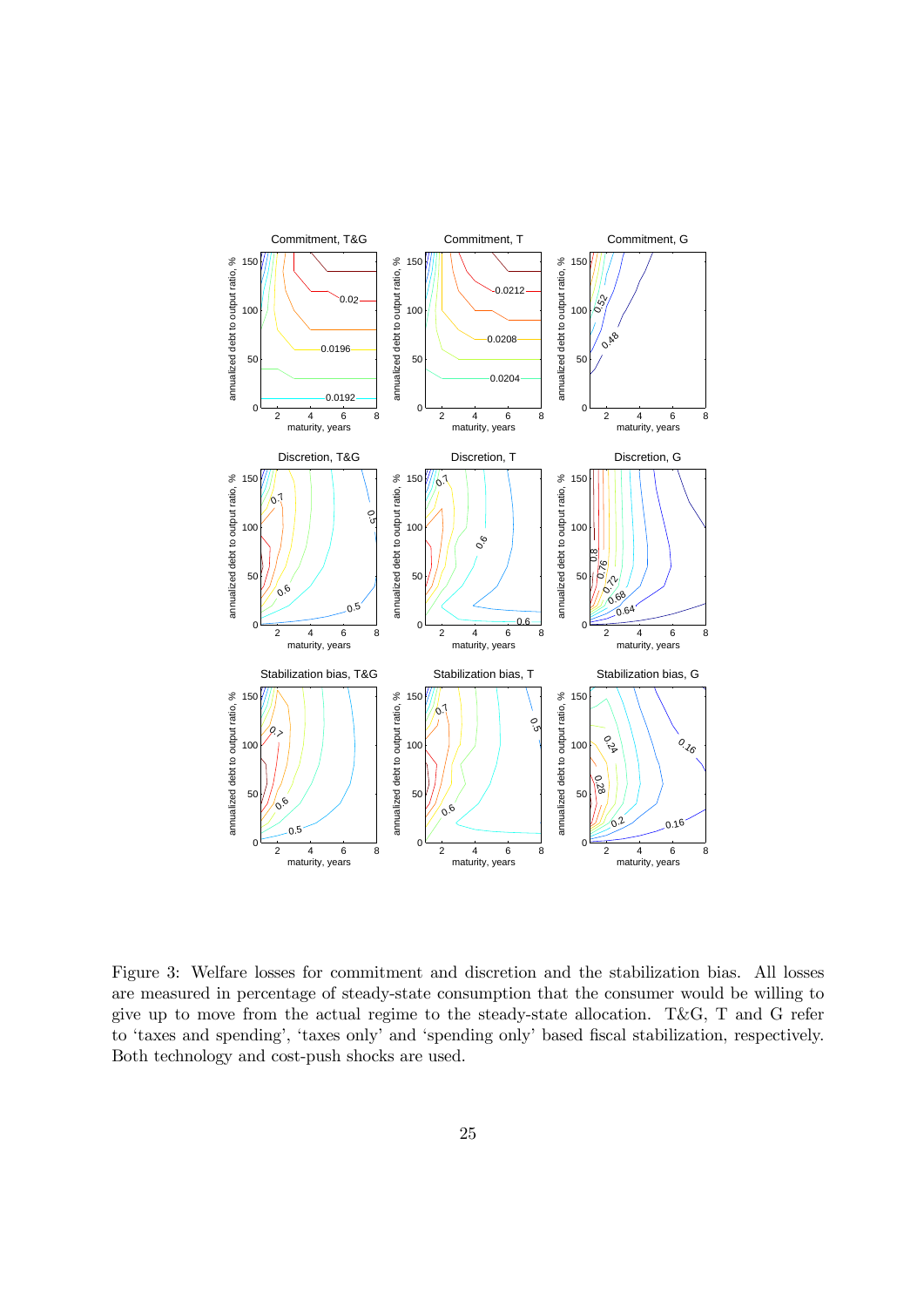Figure 3: Welfare losses for commitment and discretion and the stabilization bias. All losses are measured in percentage of steady-state consumption that the consumer would be willing to give up to move from the actual regime to the steady-state allocation. T&G, T and G refer to 'taxes and spending', 'taxes only' and 'spending only' based fiscal stabilization, respectively. Both technology and cost-push shocks are used.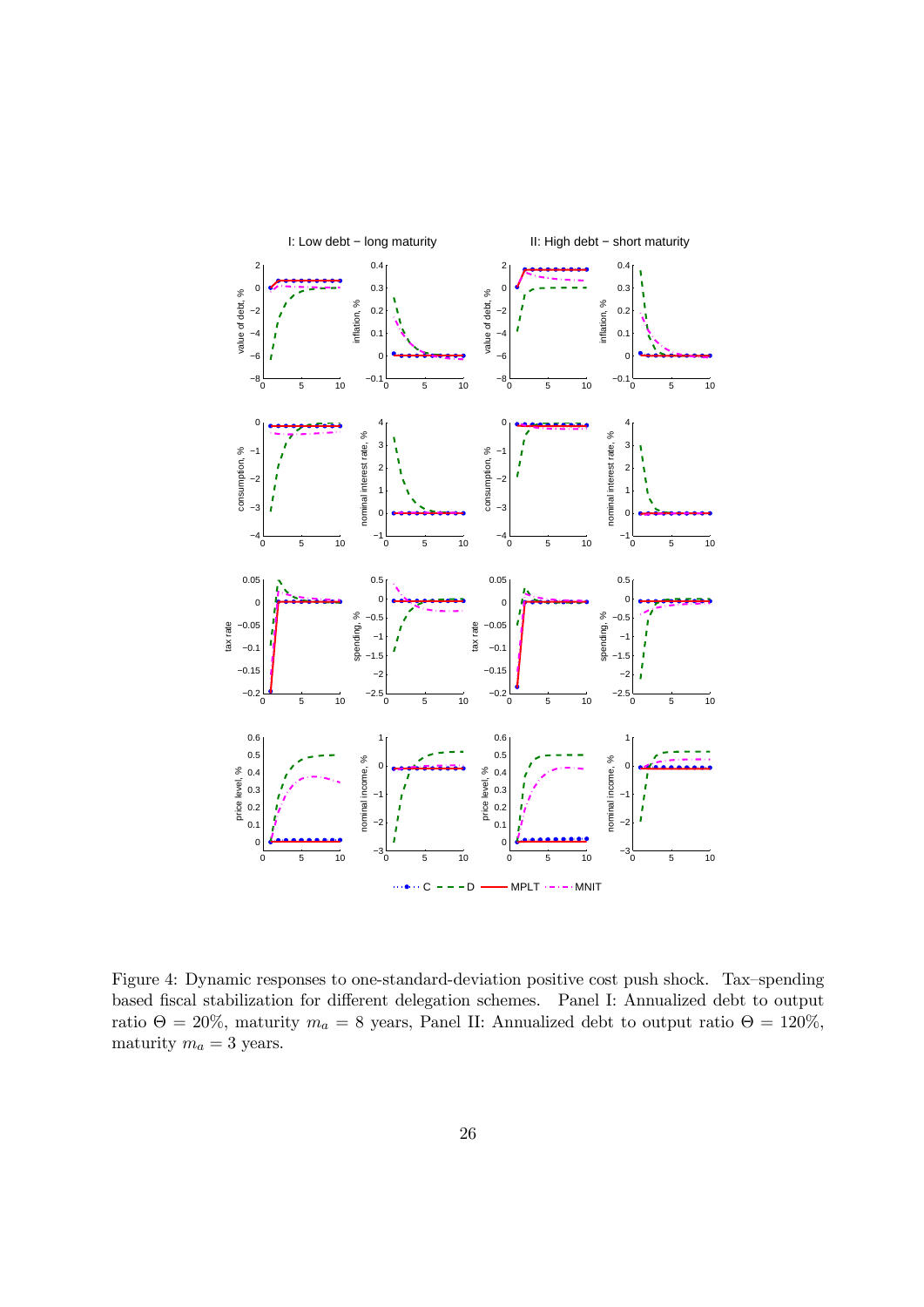Figure 4: Dynamic responses to one-standard-deviation positive cost push shock. Tax–spending based fiscal stabilization for different delegation schemes. Panel I: Annualized debt to output ratio $\Theta = 20\%$, maturity $m_a = 8$ years, Panel II: Annualized debt to output ratio $\Theta = 120\%$, maturity $m_a = 3$ years.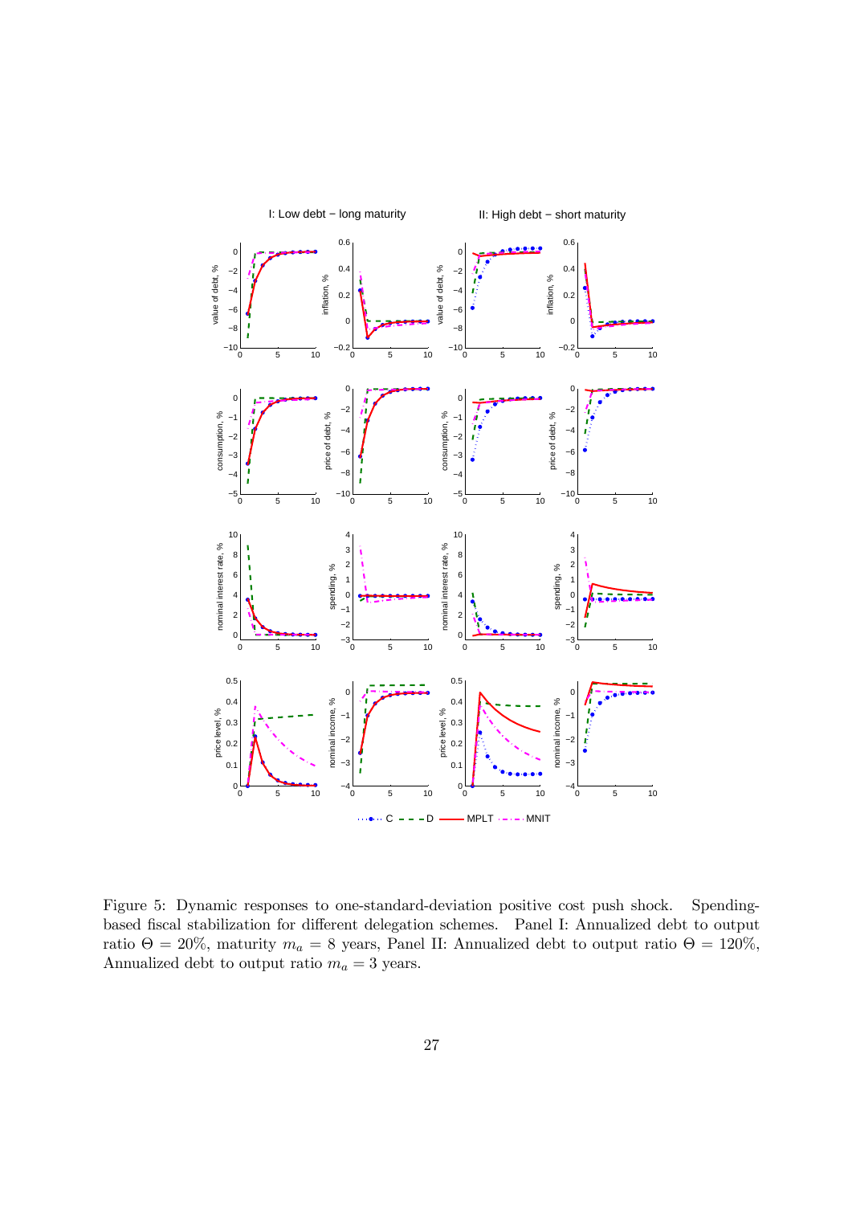Figure 5: Dynamic responses to one-standard-deviation positive cost push shock. Spending-based fiscal stabilization for different delegation schemes. Panel I: Annualized debt to output ratio $\Theta = 20\%$, maturity $m_a = 8$ years, Panel II: Annualized debt to output ratio $\Theta = 120\%$, Annualized debt to output ratio $m_a = 3$ years.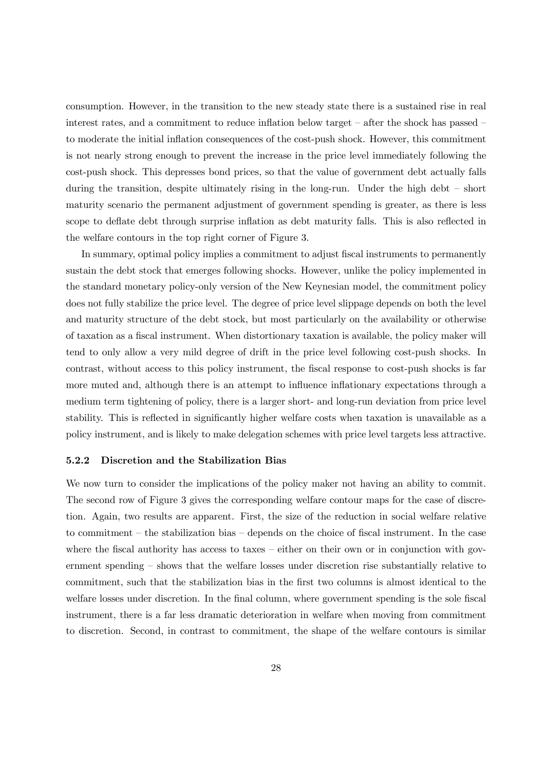consumption. However, in the transition to the new steady state there is a sustained rise in real interest rates, and a commitment to reduce inflation below target – after the shock has passed – to moderate the initial inflation consequences of the cost-push shock. However, this commitment is not nearly strong enough to prevent the increase in the price level immediately following the cost-push shock. This depresses bond prices, so that the value of government debt actually falls during the transition, despite ultimately rising in the long-run. Under the high debt – short maturity scenario the permanent adjustment of government spending is greater, as there is less scope to deflate debt through surprise inflation as debt maturity falls. This is also reflected in the welfare contours in the top right corner of Figure 3.

In summary, optimal policy implies a commitment to adjust fiscal instruments to permanently sustain the debt stock that emerges following shocks. However, unlike the policy implemented in the standard monetary policy-only version of the New Keynesian model, the commitment policy does not fully stabilize the price level. The degree of price level slippage depends on both the level and maturity structure of the debt stock, but most particularly on the availability or otherwise of taxation as a fiscal instrument. When distortionary taxation is available, the policy maker will tend to only allow a very mild degree of drift in the price level following cost-push shocks. In contrast, without access to this policy instrument, the fiscal response to cost-push shocks is far more muted and, although there is an attempt to influence inflationary expectations through a medium term tightening of policy, there is a larger short- and long-run deviation from price level stability. This is reflected in significantly higher welfare costs when taxation is unavailable as a policy instrument, and is likely to make delegation schemes with price level targets less attractive.

### 5.2.2 Discretion and the Stabilization Bias

We now turn to consider the implications of the policy maker not having an ability to commit. The second row of Figure 3 gives the corresponding welfare contour maps for the case of discretion. Again, two results are apparent. First, the size of the reduction in social welfare relative to commitment – the stabilization bias – depends on the choice of fiscal instrument. In the case where the fiscal authority has access to taxes – either on their own or in conjunction with government spending – shows that the welfare losses under discretion rise substantially relative to commitment, such that the stabilization bias in the first two columns is almost identical to the welfare losses under discretion. In the final column, where government spending is the sole fiscal instrument, there is a far less dramatic deterioration in welfare when moving from commitment to discretion. Second, in contrast to commitment, the shape of the welfare contours is similar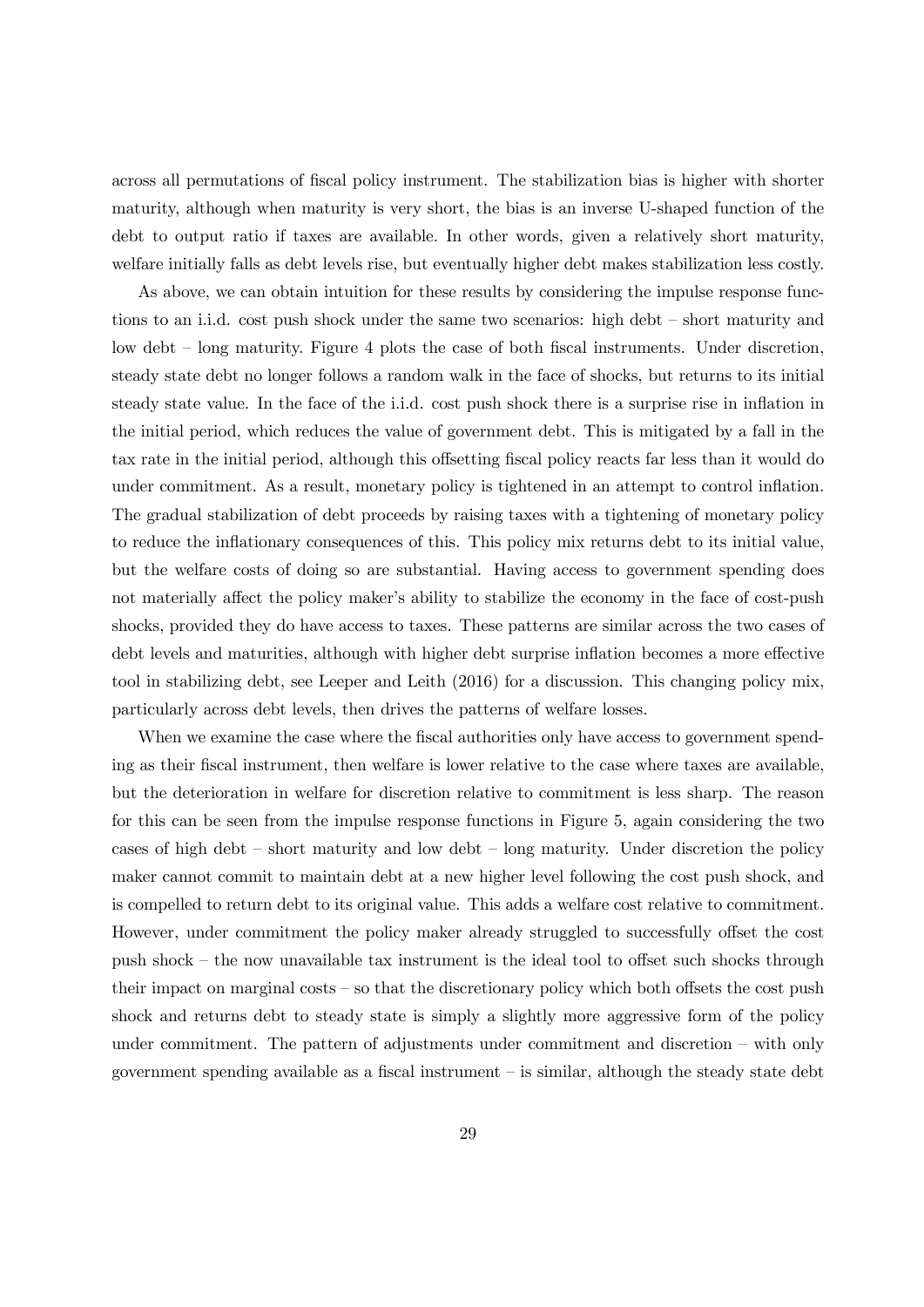across all permutations of fiscal policy instrument. The stabilization bias is higher with shorter maturity, although when maturity is very short, the bias is an inverse U-shaped function of the debt to output ratio if taxes are available. In other words, given a relatively short maturity, welfare initially falls as debt levels rise, but eventually higher debt makes stabilization less costly.

As above, we can obtain intuition for these results by considering the impulse response functions to an i.i.d. cost push shock under the same two scenarios: high debt – short maturity and low debt – long maturity. Figure 4 plots the case of both fiscal instruments. Under discretion, steady state debt no longer follows a random walk in the face of shocks, but returns to its initial steady state value. In the face of the i.i.d. cost push shock there is a surprise rise in inflation in the initial period, which reduces the value of government debt. This is mitigated by a fall in the tax rate in the initial period, although this offsetting fiscal policy reacts far less than it would do under commitment. As a result, monetary policy is tightened in an attempt to control inflation. The gradual stabilization of debt proceeds by raising taxes with a tightening of monetary policy to reduce the inflationary consequences of this. This policy mix returns debt to its initial value, but the welfare costs of doing so are substantial. Having access to government spending does not materially affect the policy maker's ability to stabilize the economy in the face of cost-push shocks, provided they do have access to taxes. These patterns are similar across the two cases of debt levels and maturities, although with higher debt surprise inflation becomes a more effective tool in stabilizing debt, see Leeper and Leith (2016) for a discussion. This changing policy mix, particularly across debt levels, then drives the patterns of welfare losses.

When we examine the case where the fiscal authorities only have access to government spending as their fiscal instrument, then welfare is lower relative to the case where taxes are available, but the deterioration in welfare for discretion relative to commitment is less sharp. The reason for this can be seen from the impulse response functions in Figure 5, again considering the two cases of high debt – short maturity and low debt – long maturity. Under discretion the policy maker cannot commit to maintain debt at a new higher level following the cost push shock, and is compelled to return debt to its original value. This adds a welfare cost relative to commitment. However, under commitment the policy maker already struggled to successfully offset the cost push shock – the now unavailable tax instrument is the ideal tool to offset such shocks through their impact on marginal costs – so that the discretionary policy which both offsets the cost push shock and returns debt to steady state is simply a slightly more aggressive form of the policy under commitment. The pattern of adjustments under commitment and discretion – with only government spending available as a fiscal instrument – is similar, although the steady state debt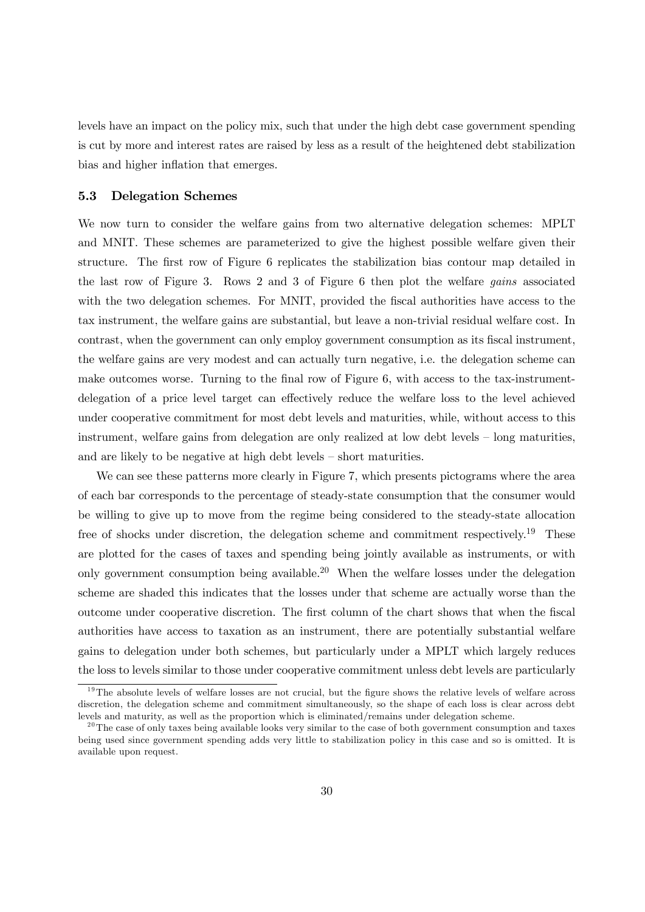levels have an impact on the policy mix, such that under the high debt case government spending is cut by more and interest rates are raised by less as a result of the heightened debt stabilization bias and higher inflation that emerges.

### 5.3 Delegation Schemes

We now turn to consider the welfare gains from two alternative delegation schemes: MPLT and MNIT. These schemes are parameterized to give the highest possible welfare given their structure. The first row of Figure 6 replicates the stabilization bias contour map detailed in the last row of Figure 3. Rows 2 and 3 of Figure 6 then plot the welfare *gains* associated with the two delegation schemes. For MNIT, provided the fiscal authorities have access to the tax instrument, the welfare gains are substantial, but leave a non-trivial residual welfare cost. In contrast, when the government can only employ government consumption as its fiscal instrument, the welfare gains are very modest and can actually turn negative, i.e. the delegation scheme can make outcomes worse. Turning to the final row of Figure 6, with access to the tax-instrument-delegation of a price level target can effectively reduce the welfare loss to the level achieved under cooperative commitment for most debt levels and maturities, while, without access to this instrument, welfare gains from delegation are only realized at low debt levels – long maturities, and are likely to be negative at high debt levels – short maturities.

We can see these patterns more clearly in Figure 7, which presents pictograms where the area of each bar corresponds to the percentage of steady-state consumption that the consumer would be willing to give up to move from the regime being considered to the steady-state allocation free of shocks under discretion, the delegation scheme and commitment respectively.[19] These are plotted for the cases of taxes and spending being jointly available as instruments, or with only government consumption being available.[20] When the welfare losses under the delegation scheme are shaded this indicates that the losses under that scheme are actually worse than the outcome under cooperative discretion. The first column of the chart shows that when the fiscal authorities have access to taxation as an instrument, there are potentially substantial welfare gains to delegation under both schemes, but particularly under a MPLT which largely reduces the loss to levels similar to those under cooperative commitment unless debt levels are particularly

[19] The absolute levels of welfare losses are not crucial, but the figure shows the relative levels of welfare across discretion, the delegation scheme and commitment simultaneously, so the shape of each loss is clear across debt levels and maturity, as well as the proportion which is eliminated/remains under delegation scheme.

[20] The case of only taxes being available looks very similar to the case of both government consumption and taxes being used since government spending adds very little to stabilization policy in this case and so is omitted. It is available upon request.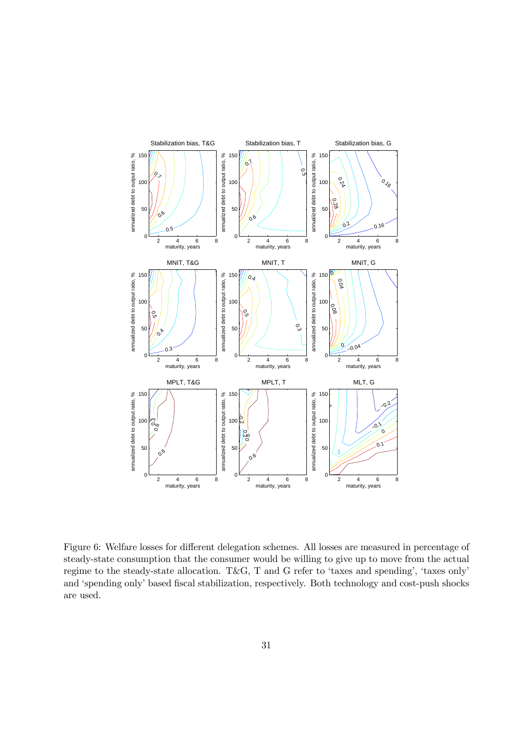Figure 6: Welfare losses for different delegation schemes. All losses are measured in percentage of steady-state consumption that the consumer would be willing to give up to move from the actual regime to the steady-state allocation. T&G, T and G refer to 'taxes and spending', 'taxes only' and 'spending only' based fiscal stabilization, respectively. Both technology and cost-push shocks are used.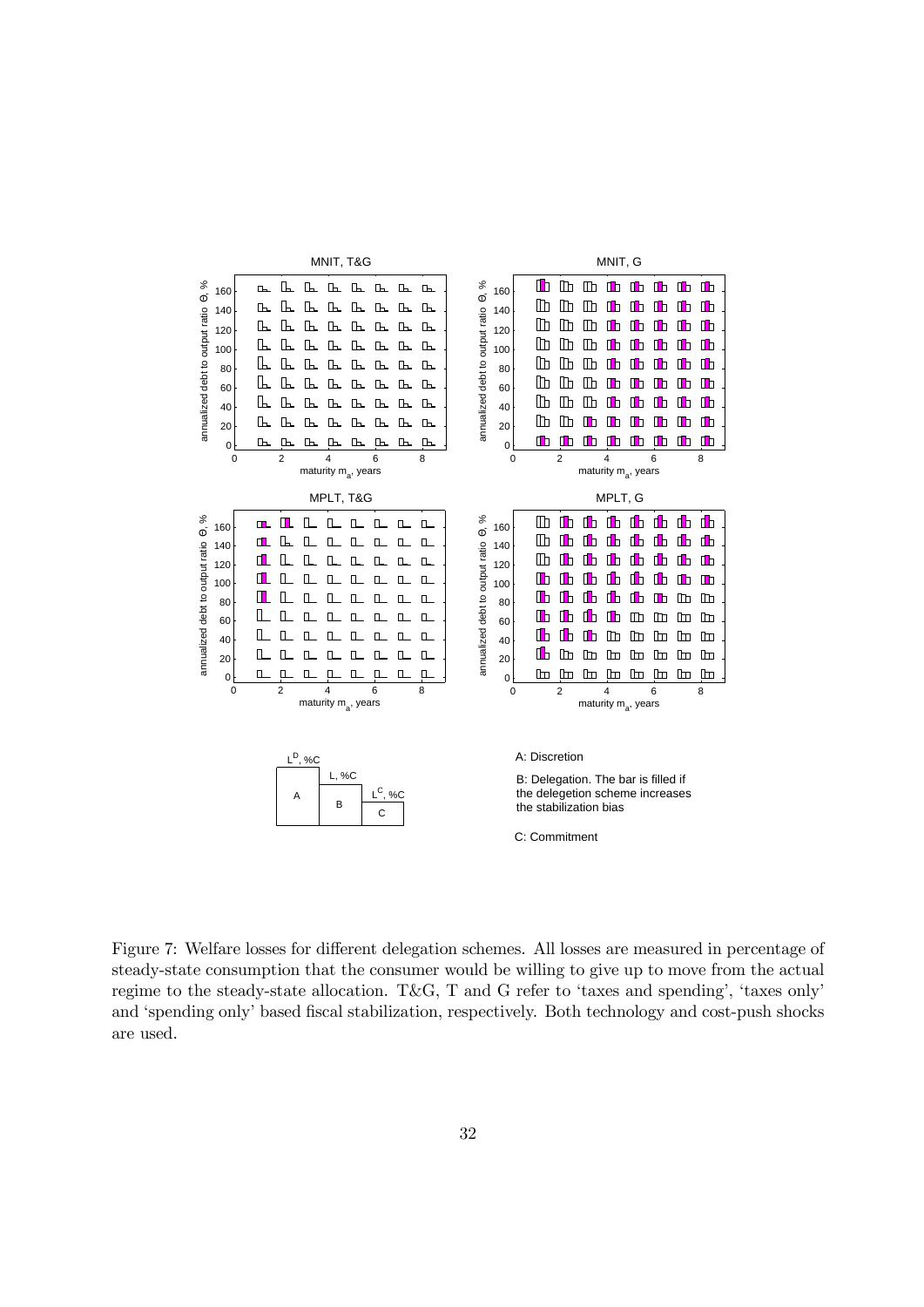Figure 7: Welfare losses for different delegation schemes. All losses are measured in percentage of steady-state consumption that the consumer would be willing to give up to move from the actual regime to the steady-state allocation. T&G, T and G refer to 'taxes and spending', 'taxes only' and 'spending only' based fiscal stabilization, respectively. Both technology and cost-push shocks are used.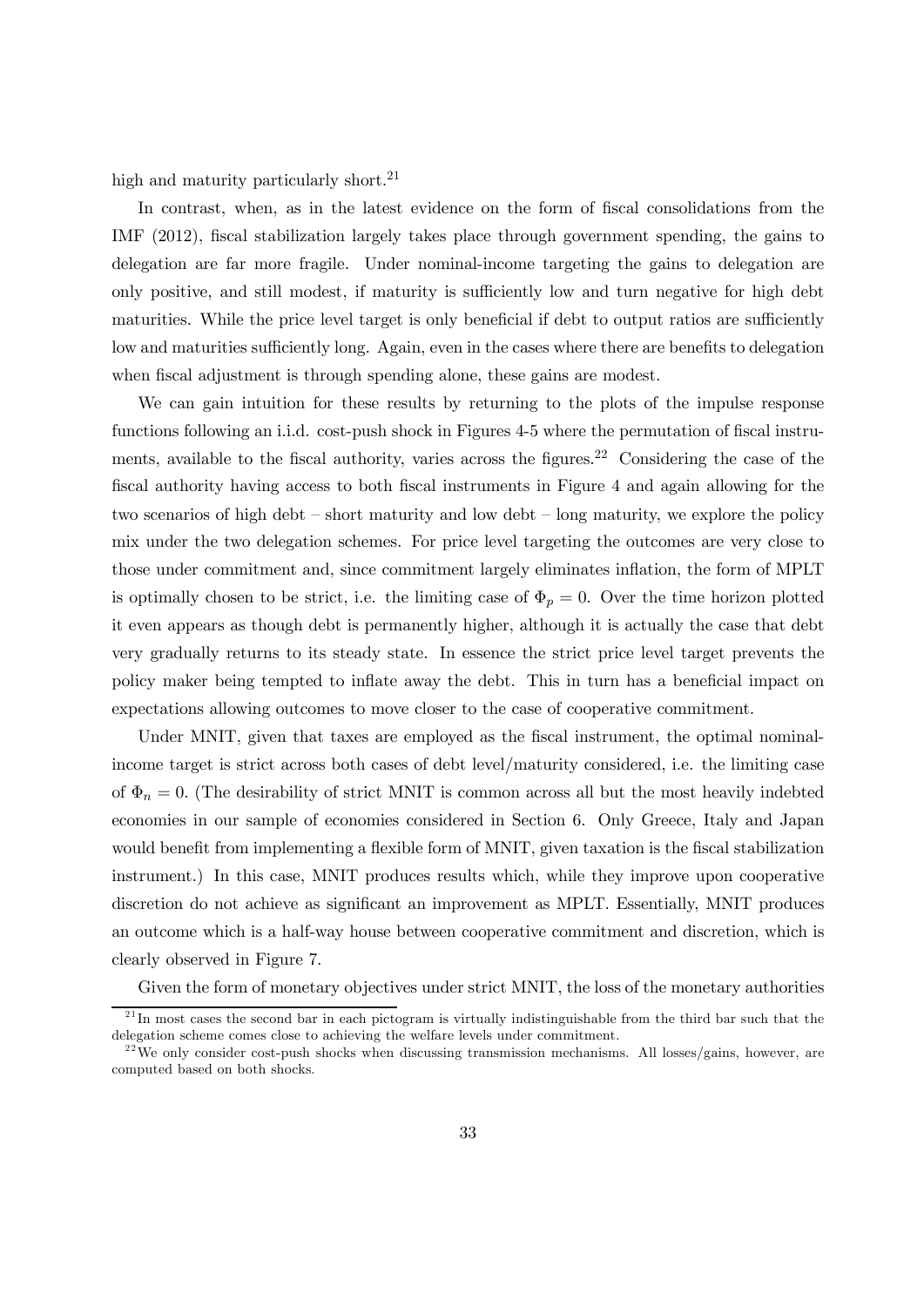high and maturity particularly short.[21]

In contrast, when, as in the latest evidence on the form of fiscal consolidations from the IMF (2012), fiscal stabilization largely takes place through government spending, the gains to delegation are far more fragile. Under nominal-income targeting the gains to delegation are only positive, and still modest, if maturity is sufficiently low and turn negative for high debt maturities. While the price level target is only beneficial if debt to output ratios are sufficiently low and maturities sufficiently long. Again, even in the cases where there are benefits to delegation when fiscal adjustment is through spending alone, these gains are modest.

We can gain intuition for these results by returning to the plots of the impulse response functions following an i.i.d. cost-push shock in Figures 4-5 where the permutation of fiscal instruments, available to the fiscal authority, varies across the figures.[22] Considering the case of the fiscal authority having access to both fiscal instruments in Figure 4 and again allowing for the two scenarios of high debt – short maturity and low debt – long maturity, we explore the policy mix under the two delegation schemes. For price level targeting the outcomes are very close to those under commitment and, since commitment largely eliminates inflation, the form of MPLT is optimally chosen to be strict, i.e. the limiting case of $\Phi_p = 0$. Over the time horizon plotted it even appears as though debt is permanently higher, although it is actually the case that debt very gradually returns to its steady state. In essence the strict price level target prevents the policy maker being tempted to inflate away the debt. This in turn has a beneficial impact on expectations allowing outcomes to move closer to the case of cooperative commitment.

Under MNIT, given that taxes are employed as the fiscal instrument, the optimal nominal-income target is strict across both cases of debt level/maturity considered, i.e. the limiting case of $\Phi_n = 0$. (The desirability of strict MNIT is common across all but the most heavily indebted economies in our sample of economies considered in Section 6. Only Greece, Italy and Japan would benefit from implementing a flexible form of MNIT, given taxation is the fiscal stabilization instrument.) In this case, MNIT produces results which, while they improve upon cooperative discretion do not achieve as significant an improvement as MPLT. Essentially, MNIT produces an outcome which is a half-way house between cooperative commitment and discretion, which is clearly observed in Figure 7.

Given the form of monetary objectives under strict MNIT, the loss of the monetary authorities

[21] In most cases the second bar in each pictogram is virtually indistinguishable from the third bar such that the delegation scheme comes close to achieving the welfare levels under commitment.

[22] We only consider cost-push shocks when discussing transmission mechanisms. All losses/gains, however, are computed based on both shocks.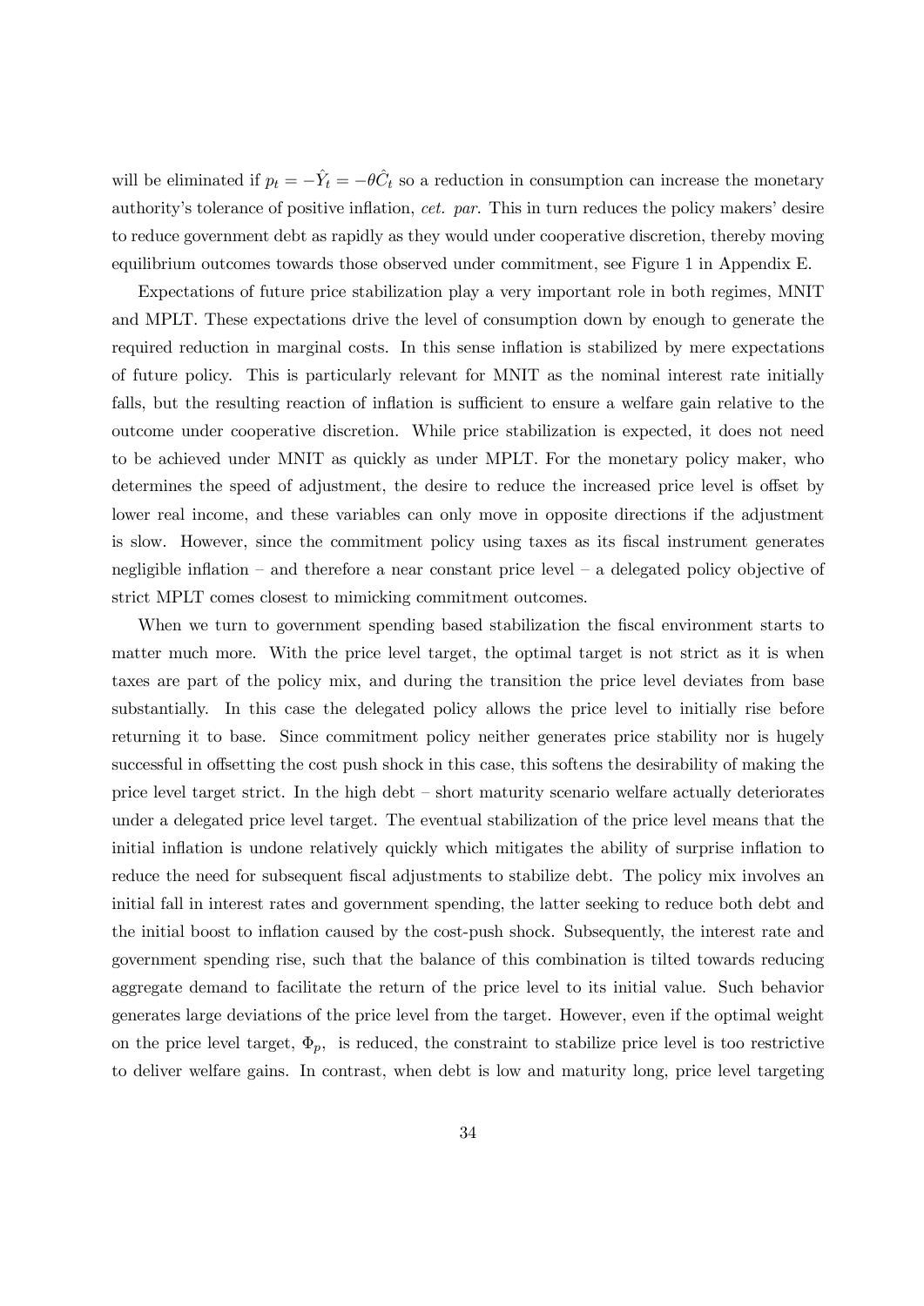will be eliminated if $p_t = -\hat{Y}_t = -\theta\hat{C}_t$ so a reduction in consumption can increase the monetary authority's tolerance of positive inflation, *cet. par.* This in turn reduces the policy makers' desire to reduce government debt as rapidly as they would under cooperative discretion, thereby moving equilibrium outcomes towards those observed under commitment, see Figure 1 in Appendix E.

Expectations of future price stabilization play a very important role in both regimes, MNIT and MPLT. These expectations drive the level of consumption down by enough to generate the required reduction in marginal costs. In this sense inflation is stabilized by mere expectations of future policy. This is particularly relevant for MNIT as the nominal interest rate initially falls, but the resulting reaction of inflation is sufficient to ensure a welfare gain relative to the outcome under cooperative discretion. While price stabilization is expected, it does not need to be achieved under MNIT as quickly as under MPLT. For the monetary policy maker, who determines the speed of adjustment, the desire to reduce the increased price level is offset by lower real income, and these variables can only move in opposite directions if the adjustment is slow. However, since the commitment policy using taxes as its fiscal instrument generates negligible inflation – and therefore a near constant price level – a delegated policy objective of strict MPLT comes closest to mimicking commitment outcomes.

When we turn to government spending based stabilization the fiscal environment starts to matter much more. With the price level target, the optimal target is not strict as it is when taxes are part of the policy mix, and during the transition the price level deviates from base substantially. In this case the delegated policy allows the price level to initially rise before returning it to base. Since commitment policy neither generates price stability nor is hugely successful in offsetting the cost push shock in this case, this softens the desirability of making the price level target strict. In the high debt – short maturity scenario welfare actually deteriorates under a delegated price level target. The eventual stabilization of the price level means that the initial inflation is undone relatively quickly which mitigates the ability of surprise inflation to reduce the need for subsequent fiscal adjustments to stabilize debt. The policy mix involves an initial fall in interest rates and government spending, the latter seeking to reduce both debt and the initial boost to inflation caused by the cost-push shock. Subsequently, the interest rate and government spending rise, such that the balance of this combination is tilted towards reducing aggregate demand to facilitate the return of the price level to its initial value. Such behavior generates large deviations of the price level from the target. However, even if the optimal weight on the price level target, $\Phi_p$, is reduced, the constraint to stabilize price level is too restrictive to deliver welfare gains. In contrast, when debt is low and maturity long, price level targeting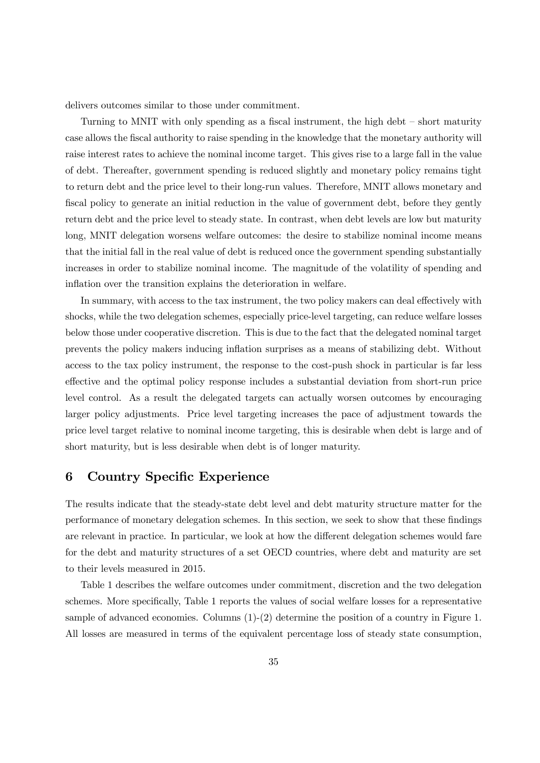delivers outcomes similar to those under commitment.

Turning to MNIT with only spending as a fiscal instrument, the high debt – short maturity case allows the fiscal authority to raise spending in the knowledge that the monetary authority will raise interest rates to achieve the nominal income target. This gives rise to a large fall in the value of debt. Thereafter, government spending is reduced slightly and monetary policy remains tight to return debt and the price level to their long-run values. Therefore, MNIT allows monetary and fiscal policy to generate an initial reduction in the value of government debt, before they gently return debt and the price level to steady state. In contrast, when debt levels are low but maturity long, MNIT delegation worsens welfare outcomes: the desire to stabilize nominal income means that the initial fall in the real value of debt is reduced once the government spending substantially increases in order to stabilize nominal income. The magnitude of the volatility of spending and inflation over the transition explains the deterioration in welfare.

In summary, with access to the tax instrument, the two policy makers can deal effectively with shocks, while the two delegation schemes, especially price-level targeting, can reduce welfare losses below those under cooperative discretion. This is due to the fact that the delegated nominal target prevents the policy makers inducing inflation surprises as a means of stabilizing debt. Without access to the tax policy instrument, the response to the cost-push shock in particular is far less effective and the optimal policy response includes a substantial deviation from short-run price level control. As a result the delegated targets can actually worsen outcomes by encouraging larger policy adjustments. Price level targeting increases the pace of adjustment towards the price level target relative to nominal income targeting, this is desirable when debt is large and of short maturity, but is less desirable when debt is of longer maturity.

# 6 Country Specific Experience

The results indicate that the steady-state debt level and debt maturity structure matter for the performance of monetary delegation schemes. In this section, we seek to show that these findings are relevant in practice. In particular, we look at how the different delegation schemes would fare for the debt and maturity structures of a set OECD countries, where debt and maturity are set to their levels measured in 2015.

Table 1 describes the welfare outcomes under commitment, discretion and the two delegation schemes. More specifically, Table 1 reports the values of social welfare losses for a representative sample of advanced economies. Columns (1)-(2) determine the position of a country in Figure 1. All losses are measured in terms of the equivalent percentage loss of steady state consumption,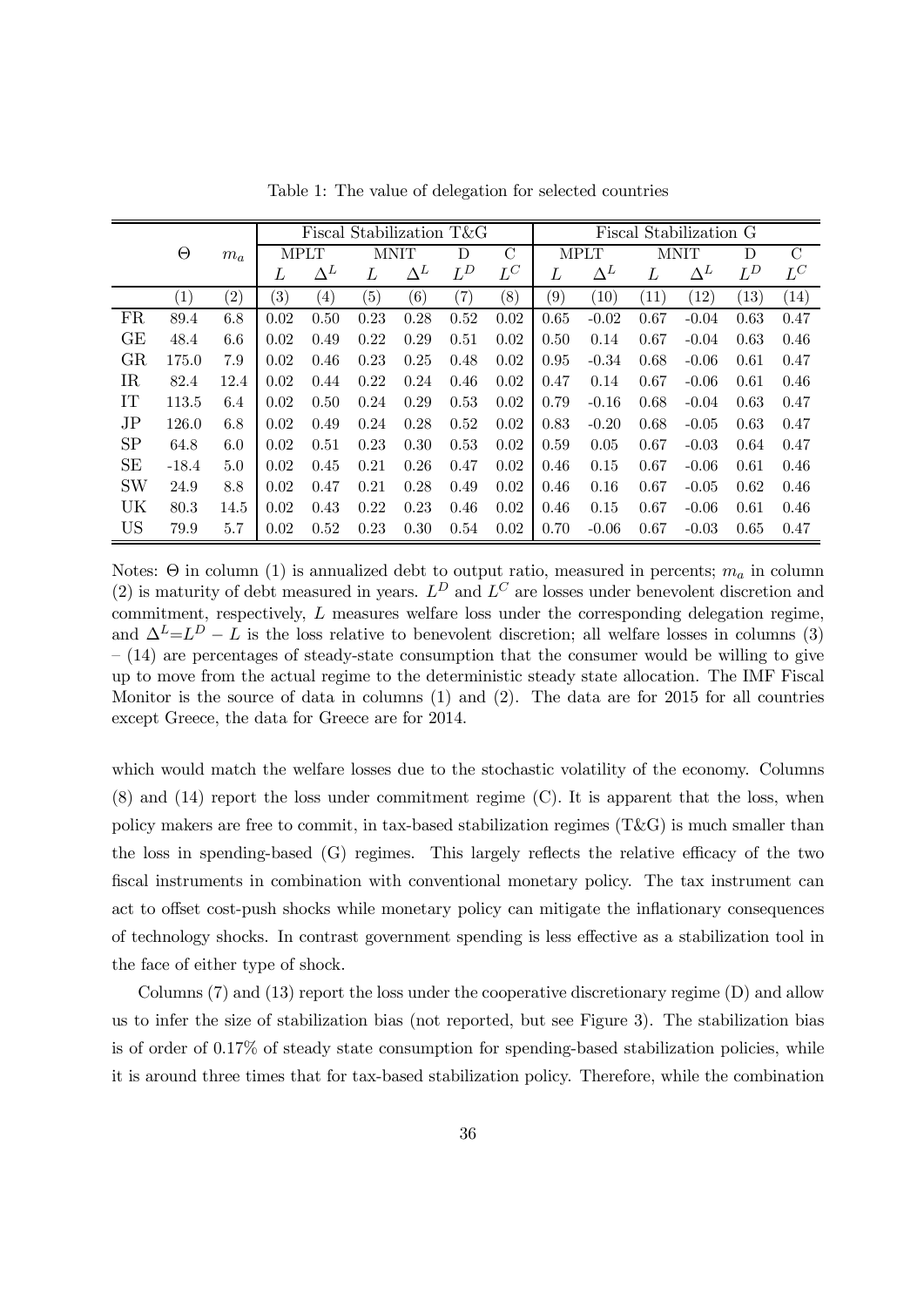Table 1: The value of delegation for selected countries

| | $\Theta$ | $m_a$ | Fiscal Stabilization T&G | | | | | | Fiscal Stabilization G | | | | | |
|---|---|---|---|---|---|---|---|---|---|---|---|---|---|---|
| | | | MPLT | | MNIT | | D | C | MPLT | | MNIT | | D | C |
| | | | $L$ | $\Delta^L$ | $L$ | $\Delta^L$ | $L^D$ | $L^C$ | $L$ | $\Delta^L$ | $L$ | $\Delta^L$ | $L^D$ | $L^C$ |
| | (1) | (2) | (3) | (4) | (5) | (6) | (7) | (8) | (9) | (10) | (11) | (12) | (13) | (14) |
| FR | 89.4 | 6.8 | 0.02 | 0.50 | 0.23 | 0.28 | 0.52 | 0.02 | 0.65 | -0.02 | 0.67 | -0.04 | 0.63 | 0.47 |
| GE | 48.4 | 6.6 | 0.02 | 0.49 | 0.22 | 0.29 | 0.51 | 0.02 | 0.50 | 0.14 | 0.67 | -0.04 | 0.63 | 0.46 |
| GR | 175.0 | 7.9 | 0.02 | 0.46 | 0.23 | 0.25 | 0.48 | 0.02 | 0.95 | -0.34 | 0.68 | -0.06 | 0.61 | 0.47 |
| IR | 82.4 | 12.4 | 0.02 | 0.44 | 0.22 | 0.24 | 0.46 | 0.02 | 0.47 | 0.14 | 0.67 | -0.06 | 0.61 | 0.46 |
| IT | 113.5 | 6.4 | 0.02 | 0.50 | 0.24 | 0.29 | 0.53 | 0.02 | 0.79 | -0.16 | 0.68 | -0.04 | 0.63 | 0.47 |
| JP | 126.0 | 6.8 | 0.02 | 0.49 | 0.24 | 0.28 | 0.52 | 0.02 | 0.83 | -0.20 | 0.68 | -0.05 | 0.63 | 0.47 |
| SP | 64.8 | 6.0 | 0.02 | 0.51 | 0.23 | 0.30 | 0.53 | 0.02 | 0.59 | 0.05 | 0.67 | -0.03 | 0.64 | 0.47 |
| SE | -18.4 | 5.0 | 0.02 | 0.45 | 0.21 | 0.26 | 0.47 | 0.02 | 0.46 | 0.15 | 0.67 | -0.06 | 0.61 | 0.46 |
| SW | 24.9 | 8.8 | 0.02 | 0.47 | 0.21 | 0.28 | 0.49 | 0.02 | 0.46 | 0.16 | 0.67 | -0.05 | 0.62 | 0.46 |
| UK | 80.3 | 14.5 | 0.02 | 0.43 | 0.22 | 0.23 | 0.46 | 0.02 | 0.46 | 0.15 | 0.67 | -0.06 | 0.61 | 0.46 |
| US | 79.9 | 5.7 | 0.02 | 0.52 | 0.23 | 0.30 | 0.54 | 0.02 | 0.70 | -0.06 | 0.67 | -0.03 | 0.65 | 0.47 |

Notes: $\Theta$ in column (1) is annualized debt to output ratio, measured in percents; $m_a$ in column (2) is maturity of debt measured in years. $L^D$ and $L^C$ are losses under benevolent discretion and commitment, respectively, $L$ measures welfare loss under the corresponding delegation regime, and $\Delta^L = L^D - L$ is the loss relative to benevolent discretion; all welfare losses in columns (3) – (14) are percentages of steady-state consumption that the consumer would be willing to give up to move from the actual regime to the deterministic steady state allocation. The IMF Fiscal Monitor is the source of data in columns (1) and (2). The data are for 2015 for all countries except Greece, the data for Greece are for 2014.

which would match the welfare losses due to the stochastic volatility of the economy. Columns (8) and (14) report the loss under commitment regime (C). It is apparent that the loss, when policy makers are free to commit, in tax-based stabilization regimes (T&G) is much smaller than the loss in spending-based (G) regimes. This largely reflects the relative efficacy of the two fiscal instruments in combination with conventional monetary policy. The tax instrument can act to offset cost-push shocks while monetary policy can mitigate the inflationary consequences of technology shocks. In contrast government spending is less effective as a stabilization tool in the face of either type of shock.

Columns (7) and (13) report the loss under the cooperative discretionary regime (D) and allow us to infer the size of stabilization bias (not reported, but see Figure 3). The stabilization bias is of order of 0.17% of steady state consumption for spending-based stabilization policies, while it is around three times that for tax-based stabilization policy. Therefore, while the combination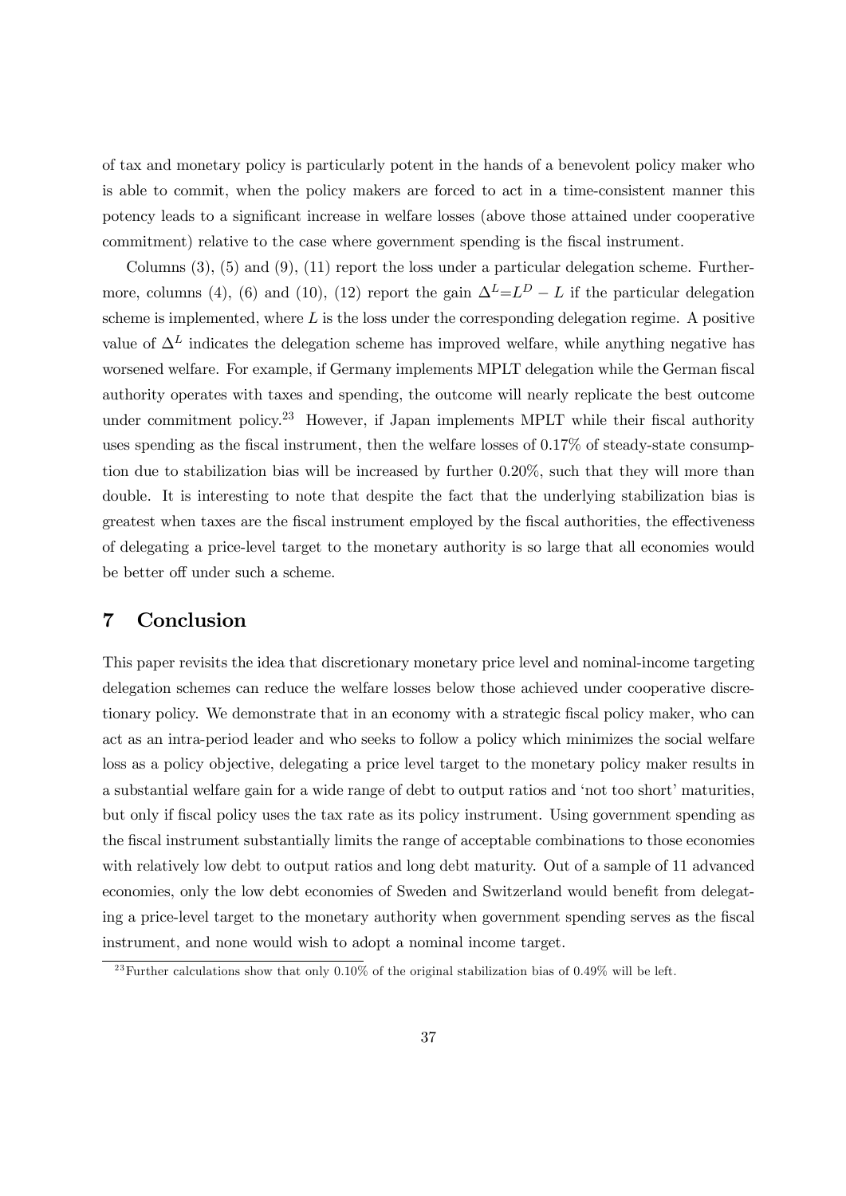of tax and monetary policy is particularly potent in the hands of a benevolent policy maker who is able to commit, when the policy makers are forced to act in a time-consistent manner this potency leads to a significant increase in welfare losses (above those attained under cooperative commitment) relative to the case where government spending is the fiscal instrument.

Columns (3), (5) and (9), (11) report the loss under a particular delegation scheme. Furthermore, columns (4), (6) and (10), (12) report the gain $\Delta^L = L^D - L$ if the particular delegation scheme is implemented, where $L$ is the loss under the corresponding delegation regime. A positive value of $\Delta^L$ indicates the delegation scheme has improved welfare, while anything negative has worsened welfare. For example, if Germany implements MPLT delegation while the German fiscal authority operates with taxes and spending, the outcome will nearly replicate the best outcome under commitment policy.[23] However, if Japan implements MPLT while their fiscal authority uses spending as the fiscal instrument, then the welfare losses of 0.17% of steady-state consumption due to stabilization bias will be increased by further 0.20%, such that they will more than double. It is interesting to note that despite the fact that the underlying stabilization bias is greatest when taxes are the fiscal instrument employed by the fiscal authorities, the effectiveness of delegating a price-level target to the monetary authority is so large that all economies would be better off under such a scheme.

## 7 Conclusion

This paper revisits the idea that discretionary monetary price level and nominal-income targeting delegation schemes can reduce the welfare losses below those achieved under cooperative discretionary policy. We demonstrate that in an economy with a strategic fiscal policy maker, who can act as an intra-period leader and who seeks to follow a policy which minimizes the social welfare loss as a policy objective, delegating a price level target to the monetary policy maker results in a substantial welfare gain for a wide range of debt to output ratios and 'not too short' maturities, but only if fiscal policy uses the tax rate as its policy instrument. Using government spending as the fiscal instrument substantially limits the range of acceptable combinations to those economies with relatively low debt to output ratios and long debt maturity. Out of a sample of 11 advanced economies, only the low debt economies of Sweden and Switzerland would benefit from delegating a price-level target to the monetary authority when government spending serves as the fiscal instrument, and none would wish to adopt a nominal income target.

[23] Further calculations show that only 0.10% of the original stabilization bias of 0.49% will be left.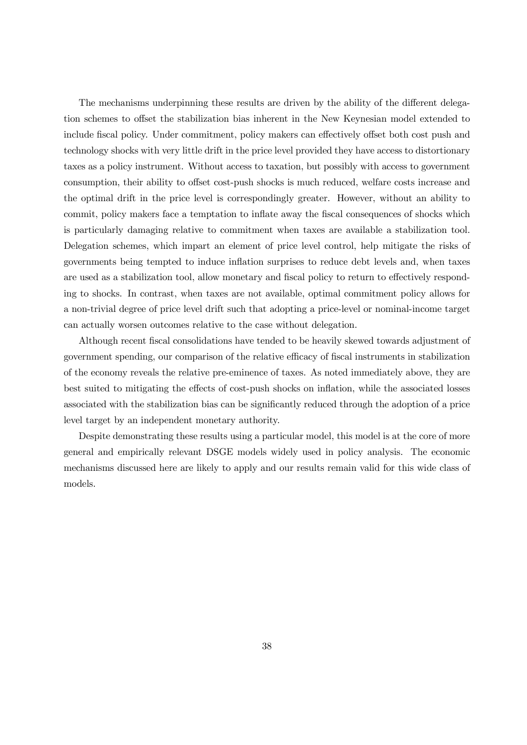The mechanisms underpinning these results are driven by the ability of the different delegation schemes to offset the stabilization bias inherent in the New Keynesian model extended to include fiscal policy. Under commitment, policy makers can effectively offset both cost push and technology shocks with very little drift in the price level provided they have access to distortionary taxes as a policy instrument. Without access to taxation, but possibly with access to government consumption, their ability to offset cost-push shocks is much reduced, welfare costs increase and the optimal drift in the price level is correspondingly greater. However, without an ability to commit, policy makers face a temptation to inflate away the fiscal consequences of shocks which is particularly damaging relative to commitment when taxes are available a stabilization tool. Delegation schemes, which impart an element of price level control, help mitigate the risks of governments being tempted to induce inflation surprises to reduce debt levels and, when taxes are used as a stabilization tool, allow monetary and fiscal policy to return to effectively responding to shocks. In contrast, when taxes are not available, optimal commitment policy allows for a non-trivial degree of price level drift such that adopting a price-level or nominal-income target can actually worsen outcomes relative to the case without delegation.

Although recent fiscal consolidations have tended to be heavily skewed towards adjustment of government spending, our comparison of the relative efficacy of fiscal instruments in stabilization of the economy reveals the relative pre-eminence of taxes. As noted immediately above, they are best suited to mitigating the effects of cost-push shocks on inflation, while the associated losses associated with the stabilization bias can be significantly reduced through the adoption of a price level target by an independent monetary authority.

Despite demonstrating these results using a particular model, this model is at the core of more general and empirically relevant DSGE models widely used in policy analysis. The economic mechanisms discussed here are likely to apply and our results remain valid for this wide class of models.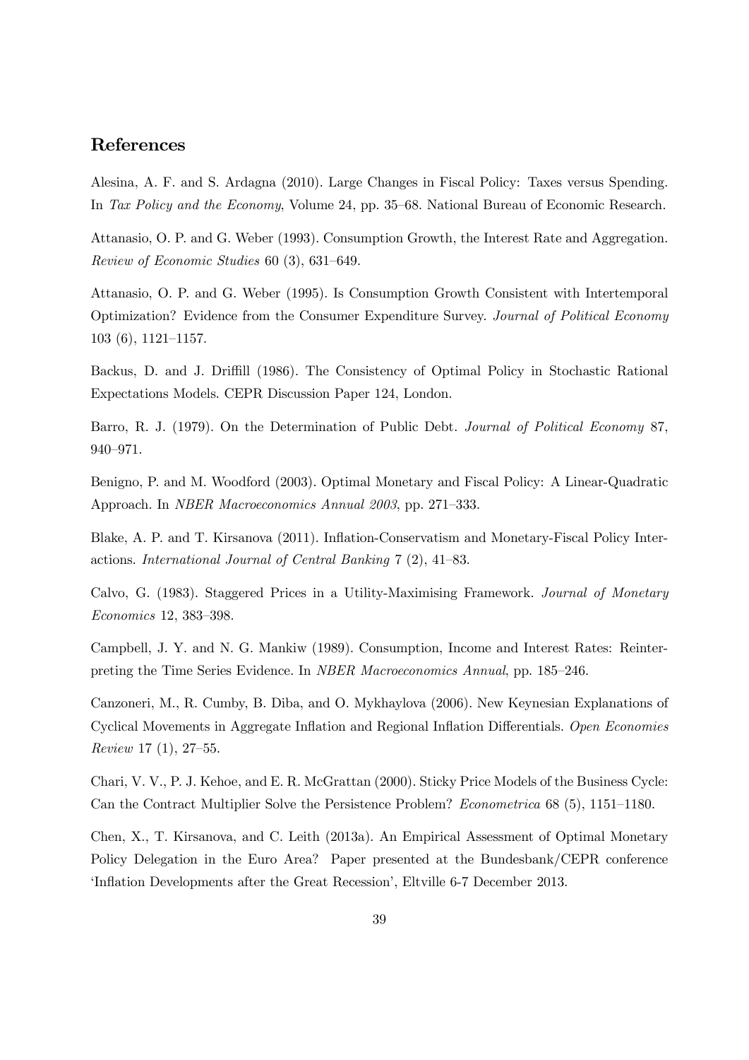## References

Alesina, A. F. and S. Ardagna (2010). Large Changes in Fiscal Policy: Taxes versus Spending. In *Tax Policy and the Economy*, Volume 24, pp. 35–68. National Bureau of Economic Research.

Attanasio, O. P. and G. Weber (1993). Consumption Growth, the Interest Rate and Aggregation. *Review of Economic Studies* 60 (3), 631–649.

Attanasio, O. P. and G. Weber (1995). Is Consumption Growth Consistent with Intertemporal Optimization? Evidence from the Consumer Expenditure Survey. *Journal of Political Economy* 103 (6), 1121–1157.

Backus, D. and J. Driffill (1986). The Consistency of Optimal Policy in Stochastic Rational Expectations Models. CEPR Discussion Paper 124, London.

Barro, R. J. (1979). On the Determination of Public Debt. *Journal of Political Economy* 87, 940–971.

Benigno, P. and M. Woodford (2003). Optimal Monetary and Fiscal Policy: A Linear-Quadratic Approach. In *NBER Macroeconomics Annual 2003*, pp. 271–333.

Blake, A. P. and T. Kirsanova (2011). Inflation-Conservatism and Monetary-Fiscal Policy Interactions. *International Journal of Central Banking* 7 (2), 41–83.

Calvo, G. (1983). Staggered Prices in a Utility-Maximising Framework. *Journal of Monetary Economics* 12, 383–398.

Campbell, J. Y. and N. G. Mankiw (1989). Consumption, Income and Interest Rates: Reinterpreting the Time Series Evidence. In *NBER Macroeconomics Annual*, pp. 185–246.

Canzoneri, M., R. Cumby, B. Diba, and O. Mykhaylova (2006). New Keynesian Explanations of Cyclical Movements in Aggregate Inflation and Regional Inflation Differentials. *Open Economies Review* 17 (1), 27–55.

Chari, V. V., P. J. Kehoe, and E. R. McGrattan (2000). Sticky Price Models of the Business Cycle: Can the Contract Multiplier Solve the Persistence Problem? *Econometrica* 68 (5), 1151–1180.

Chen, X., T. Kirsanova, and C. Leith (2013a). An Empirical Assessment of Optimal Monetary Policy Delegation in the Euro Area? Paper presented at the Bundesbank/CEPR conference 'Inflation Developments after the Great Recession', Eltville 6-7 December 2013.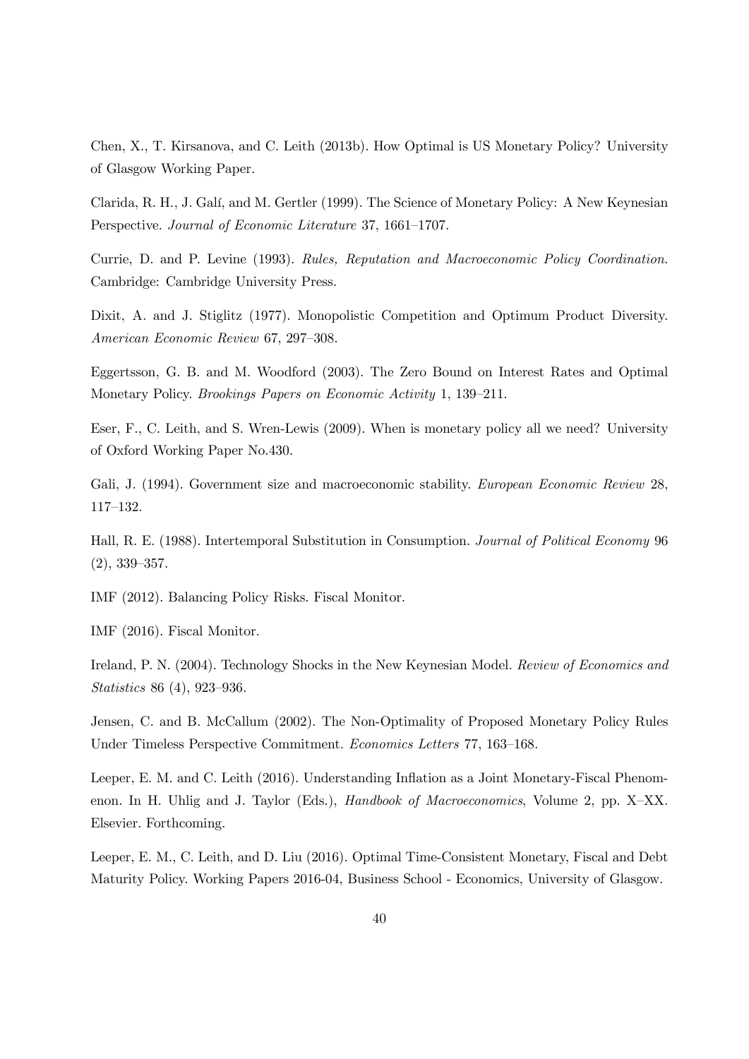Chen, X., T. Kirsanova, and C. Leith (2013b). How Optimal is US Monetary Policy? University of Glasgow Working Paper.

Clarida, R. H., J. Galí, and M. Gertler (1999). The Science of Monetary Policy: A New Keynesian Perspective. *Journal of Economic Literature* 37, 1661–1707.

Currie, D. and P. Levine (1993). *Rules, Reputation and Macroeconomic Policy Coordination*. Cambridge: Cambridge University Press.

Dixit, A. and J. Stiglitz (1977). Monopolistic Competition and Optimum Product Diversity. *American Economic Review* 67, 297–308.

Eggertsson, G. B. and M. Woodford (2003). The Zero Bound on Interest Rates and Optimal Monetary Policy. *Brookings Papers on Economic Activity* 1, 139–211.

Eser, F., C. Leith, and S. Wren-Lewis (2009). When is monetary policy all we need? University of Oxford Working Paper No.430.

Gali, J. (1994). Government size and macroeconomic stability. *European Economic Review* 28, 117–132.

Hall, R. E. (1988). Intertemporal Substitution in Consumption. *Journal of Political Economy* 96 (2), 339–357.

IMF (2012). Balancing Policy Risks. Fiscal Monitor.

IMF (2016). Fiscal Monitor.

Ireland, P. N. (2004). Technology Shocks in the New Keynesian Model. *Review of Economics and Statistics* 86 (4), 923–936.

Jensen, C. and B. McCallum (2002). The Non-Optimality of Proposed Monetary Policy Rules Under Timeless Perspective Commitment. *Economics Letters* 77, 163–168.

Leeper, E. M. and C. Leith (2016). Understanding Inflation as a Joint Monetary-Fiscal Phenomenon. In H. Uhlig and J. Taylor (Eds.), *Handbook of Macroeconomics*, Volume 2, pp. X–XX. Elsevier. Forthcoming.

Leeper, E. M., C. Leith, and D. Liu (2016). Optimal Time-Consistent Monetary, Fiscal and Debt Maturity Policy. Working Papers 2016-04, Business School - Economics, University of Glasgow.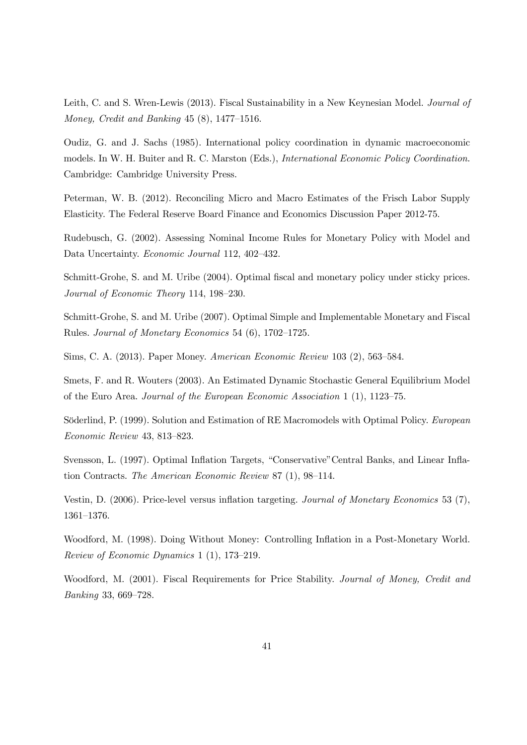Leith, C. and S. Wren-Lewis (2013). Fiscal Sustainability in a New Keynesian Model. *Journal of Money, Credit and Banking* 45 (8), 1477–1516.

Oudiz, G. and J. Sachs (1985). International policy coordination in dynamic macroeconomic models. In W. H. Buiter and R. C. Marston (Eds.), *International Economic Policy Coordination*. Cambridge: Cambridge University Press.

Peterman, W. B. (2012). Reconciling Micro and Macro Estimates of the Frisch Labor Supply Elasticity. The Federal Reserve Board Finance and Economics Discussion Paper 2012-75.

Rudebusch, G. (2002). Assessing Nominal Income Rules for Monetary Policy with Model and Data Uncertainty. *Economic Journal* 112, 402–432.

Schmitt-Grohe, S. and M. Uribe (2004). Optimal fiscal and monetary policy under sticky prices. *Journal of Economic Theory* 114, 198–230.

Schmitt-Grohe, S. and M. Uribe (2007). Optimal Simple and Implementable Monetary and Fiscal Rules. *Journal of Monetary Economics* 54 (6), 1702–1725.

Sims, C. A. (2013). Paper Money. *American Economic Review* 103 (2), 563–584.

Smets, F. and R. Wouters (2003). An Estimated Dynamic Stochastic General Equilibrium Model of the Euro Area. *Journal of the European Economic Association* 1 (1), 1123–75.

Söderlind, P. (1999). Solution and Estimation of RE Macromodels with Optimal Policy. *European Economic Review* 43, 813–823.

Svensson, L. (1997). Optimal Inflation Targets, "Conservative"Central Banks, and Linear Inflation Contracts. *The American Economic Review* 87 (1), 98–114.

Vestin, D. (2006). Price-level versus inflation targeting. *Journal of Monetary Economics* 53 (7), 1361–1376.

Woodford, M. (1998). Doing Without Money: Controlling Inflation in a Post-Monetary World. *Review of Economic Dynamics* 1 (1), 173–219.

Woodford, M. (2001). Fiscal Requirements for Price Stability. *Journal of Money, Credit and Banking* 33, 669–728.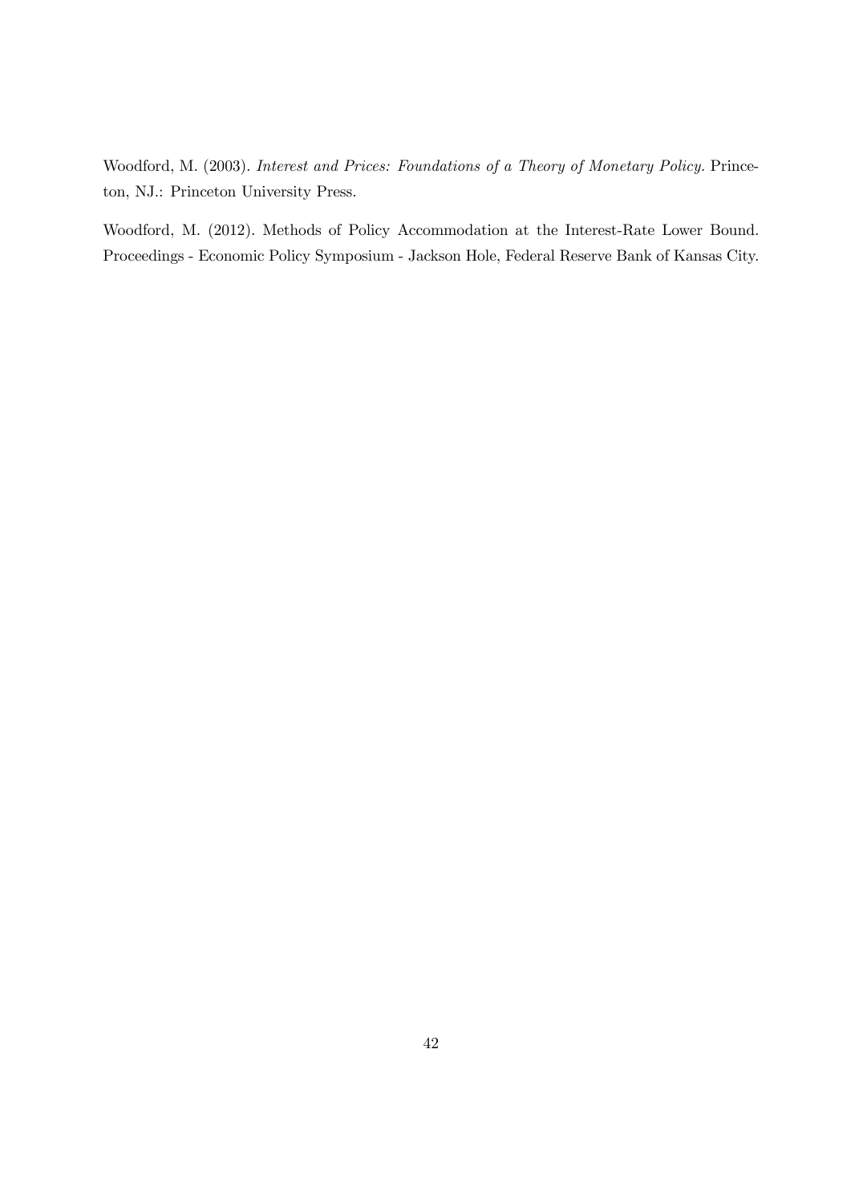Woodford, M. (2003). *Interest and Prices: Foundations of a Theory of Monetary Policy.* Princeton, NJ.: Princeton University Press.

Woodford, M. (2012). Methods of Policy Accommodation at the Interest-Rate Lower Bound. Proceedings - Economic Policy Symposium - Jackson Hole, Federal Reserve Bank of Kansas City.